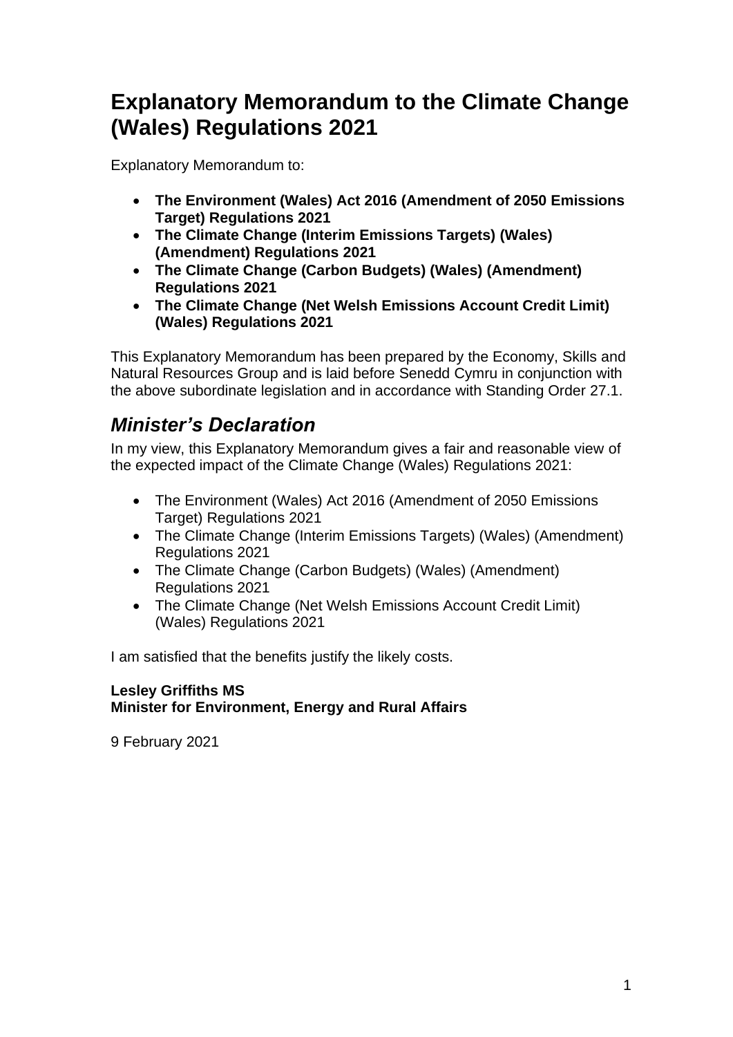# Explanatory Memorandum to the Climate Change (Wales) Regulations 2021

Explanatory Memorandum to:

- **The Environment (Wales) Act 2016 (Amendment of 2050 Emissions Target) Regulations 2021**
- **The Climate Change (Interim Emissions Targets) (Wales) (Amendment) Regulations 2021**
- **The Climate Change (Carbon Budgets) (Wales) (Amendment) Regulations 2021**
- **The Climate Change (Net Welsh Emissions Account Credit Limit) (Wales) Regulations 2021**

This Explanatory Memorandum has been prepared by the Economy, Skills and Natural Resources Group and is laid before Senedd Cymru in conjunction with the above subordinate legislation and in accordance with Standing Order 27.1.

## *Minister's Declaration*

In my view, this Explanatory Memorandum gives a fair and reasonable view of the expected impact of the Climate Change (Wales) Regulations 2021:

- The Environment (Wales) Act 2016 (Amendment of 2050 Emissions Target) Regulations 2021
- The Climate Change (Interim Emissions Targets) (Wales) (Amendment) Regulations 2021
- The Climate Change (Carbon Budgets) (Wales) (Amendment) Regulations 2021
- The Climate Change (Net Welsh Emissions Account Credit Limit) (Wales) Regulations 2021

I am satisfied that the benefits justify the likely costs.

**Lesley Griffiths MS**
**Minister for Environment, Energy and Rural Affairs**

9 February 2021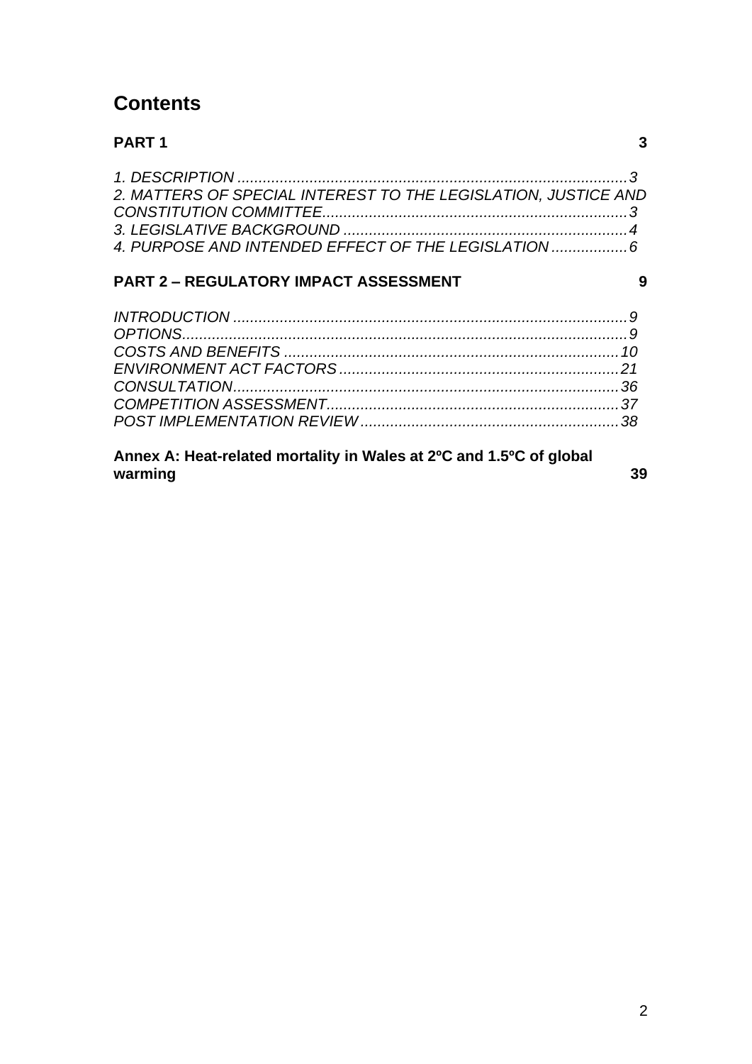# Contents

**PART 1** **3**

*1. DESCRIPTION* ............................................................................................*3*
*2. MATTERS OF SPECIAL INTEREST TO THE LEGISLATION, JUSTICE AND CONSTITUTION COMMITTEE*........................................................................*3*
*3. LEGISLATIVE BACKGROUND* ...................................................................*4*
*4. PURPOSE AND INTENDED EFFECT OF THE LEGISLATION* ..................*6*

**PART 2 – REGULATORY IMPACT ASSESSMENT** **9**

*INTRODUCTION* .............................................................................................*9*
*OPTIONS*..........................................................................................................*9*
*COSTS AND BENEFITS* ................................................................................*10*
*ENVIRONMENT ACT FACTORS* ..................................................................*21*
*CONSULTATION*............................................................................................*36*
*COMPETITION ASSESSMENT*......................................................................*37*
*POST IMPLEMENTATION REVIEW* .............................................................*38*

**Annex A: Heat-related mortality in Wales at 2ºC and 1.5ºC of global warming** **39**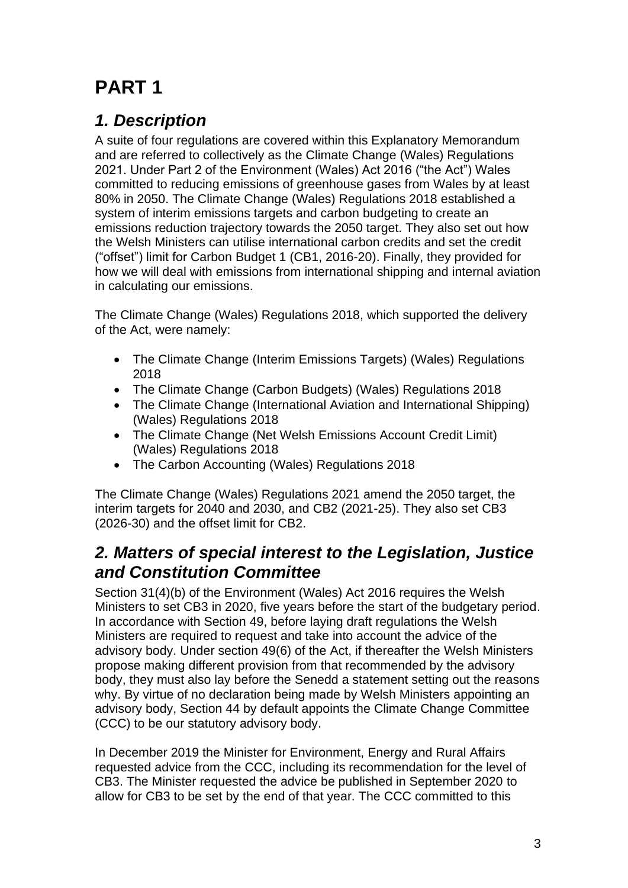# PART 1

## *1. Description*

A suite of four regulations are covered within this Explanatory Memorandum and are referred to collectively as the Climate Change (Wales) Regulations 2021. Under Part 2 of the Environment (Wales) Act 2016 ("the Act") Wales committed to reducing emissions of greenhouse gases from Wales by at least 80% in 2050. The Climate Change (Wales) Regulations 2018 established a system of interim emissions targets and carbon budgeting to create an emissions reduction trajectory towards the 2050 target. They also set out how the Welsh Ministers can utilise international carbon credits and set the credit ("offset") limit for Carbon Budget 1 (CB1, 2016-20). Finally, they provided for how we will deal with emissions from international shipping and internal aviation in calculating our emissions.

The Climate Change (Wales) Regulations 2018, which supported the delivery of the Act, were namely:

- The Climate Change (Interim Emissions Targets) (Wales) Regulations 2018
- The Climate Change (Carbon Budgets) (Wales) Regulations 2018
- The Climate Change (International Aviation and International Shipping) (Wales) Regulations 2018
- The Climate Change (Net Welsh Emissions Account Credit Limit) (Wales) Regulations 2018
- The Carbon Accounting (Wales) Regulations 2018

The Climate Change (Wales) Regulations 2021 amend the 2050 target, the interim targets for 2040 and 2030, and CB2 (2021-25). They also set CB3 (2026-30) and the offset limit for CB2.

## *2. Matters of special interest to the Legislation, Justice and Constitution Committee*

Section 31(4)(b) of the Environment (Wales) Act 2016 requires the Welsh Ministers to set CB3 in 2020, five years before the start of the budgetary period. In accordance with Section 49, before laying draft regulations the Welsh Ministers are required to request and take into account the advice of the advisory body. Under section 49(6) of the Act, if thereafter the Welsh Ministers propose making different provision from that recommended by the advisory body, they must also lay before the Senedd a statement setting out the reasons why. By virtue of no declaration being made by Welsh Ministers appointing an advisory body, Section 44 by default appoints the Climate Change Committee (CCC) to be our statutory advisory body.

In December 2019 the Minister for Environment, Energy and Rural Affairs requested advice from the CCC, including its recommendation for the level of CB3. The Minister requested the advice be published in September 2020 to allow for CB3 to be set by the end of that year. The CCC committed to this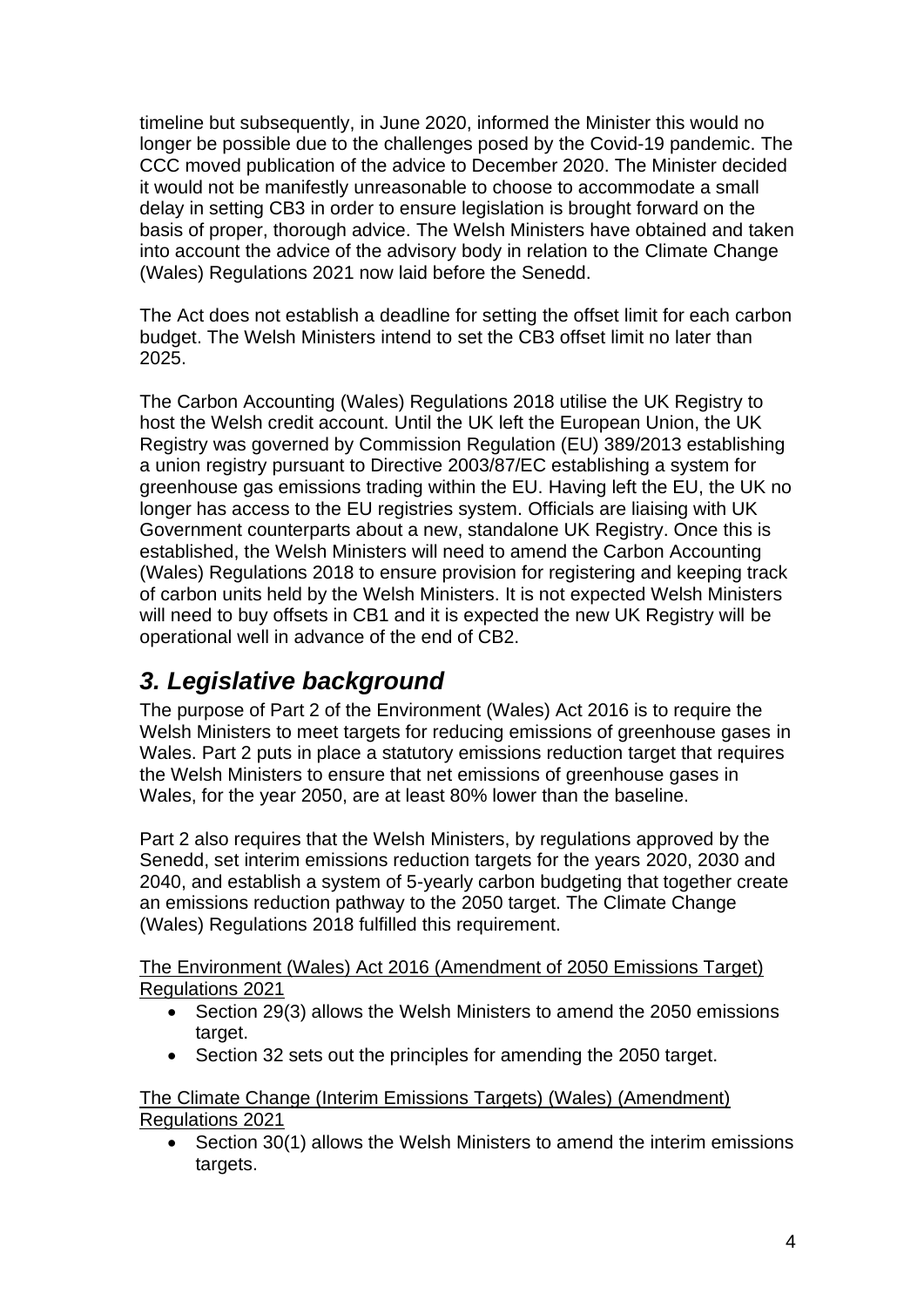timeline but subsequently, in June 2020, informed the Minister this would no longer be possible due to the challenges posed by the Covid-19 pandemic. The CCC moved publication of the advice to December 2020. The Minister decided it would not be manifestly unreasonable to choose to accommodate a small delay in setting CB3 in order to ensure legislation is brought forward on the basis of proper, thorough advice. The Welsh Ministers have obtained and taken into account the advice of the advisory body in relation to the Climate Change (Wales) Regulations 2021 now laid before the Senedd.

The Act does not establish a deadline for setting the offset limit for each carbon budget. The Welsh Ministers intend to set the CB3 offset limit no later than 2025.

The Carbon Accounting (Wales) Regulations 2018 utilise the UK Registry to host the Welsh credit account. Until the UK left the European Union, the UK Registry was governed by Commission Regulation (EU) 389/2013 establishing a union registry pursuant to Directive 2003/87/EC establishing a system for greenhouse gas emissions trading within the EU. Having left the EU, the UK no longer has access to the EU registries system. Officials are liaising with UK Government counterparts about a new, standalone UK Registry. Once this is established, the Welsh Ministers will need to amend the Carbon Accounting (Wales) Regulations 2018 to ensure provision for registering and keeping track of carbon units held by the Welsh Ministers. It is not expected Welsh Ministers will need to buy offsets in CB1 and it is expected the new UK Registry will be operational well in advance of the end of CB2.

## *3. Legislative background*

The purpose of Part 2 of the Environment (Wales) Act 2016 is to require the Welsh Ministers to meet targets for reducing emissions of greenhouse gases in Wales. Part 2 puts in place a statutory emissions reduction target that requires the Welsh Ministers to ensure that net emissions of greenhouse gases in Wales, for the year 2050, are at least 80% lower than the baseline.

Part 2 also requires that the Welsh Ministers, by regulations approved by the Senedd, set interim emissions reduction targets for the years 2020, 2030 and 2040, and establish a system of 5-yearly carbon budgeting that together create an emissions reduction pathway to the 2050 target. The Climate Change (Wales) Regulations 2018 fulfilled this requirement.

<u>The Environment (Wales) Act 2016 (Amendment of 2050 Emissions Target) Regulations 2021</u>

- Section 29(3) allows the Welsh Ministers to amend the 2050 emissions target.
- Section 32 sets out the principles for amending the 2050 target.

<u>The Climate Change (Interim Emissions Targets) (Wales) (Amendment) Regulations 2021</u>

- Section 30(1) allows the Welsh Ministers to amend the interim emissions targets.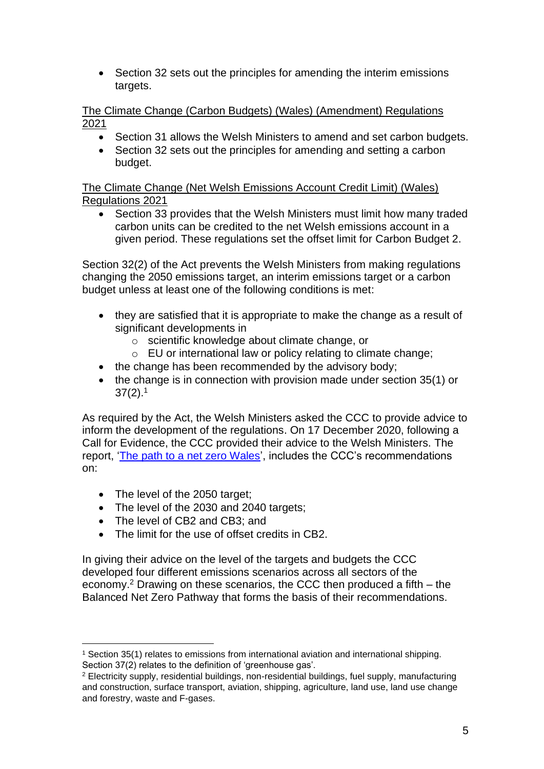- Section 32 sets out the principles for amending the interim emissions targets.

The Climate Change (Carbon Budgets) (Wales) (Amendment) Regulations 2021

- Section 31 allows the Welsh Ministers to amend and set carbon budgets.
- Section 32 sets out the principles for amending and setting a carbon budget.

The Climate Change (Net Welsh Emissions Account Credit Limit) (Wales) Regulations 2021

- Section 33 provides that the Welsh Ministers must limit how many traded carbon units can be credited to the net Welsh emissions account in a given period. These regulations set the offset limit for Carbon Budget 2.

Section 32(2) of the Act prevents the Welsh Ministers from making regulations changing the 2050 emissions target, an interim emissions target or a carbon budget unless at least one of the following conditions is met:

- they are satisfied that it is appropriate to make the change as a result of significant developments in
  - scientific knowledge about climate change, or
  - EU or international law or policy relating to climate change;
- the change has been recommended by the advisory body;
- the change is in connection with provision made under section 35(1) or 37(2).[1]

As required by the Act, the Welsh Ministers asked the CCC to provide advice to inform the development of the regulations. On 17 December 2020, following a Call for Evidence, the CCC provided their advice to the Welsh Ministers. The report, 'The path to a net zero Wales', includes the CCC's recommendations on:

- The level of the 2050 target;
- The level of the 2030 and 2040 targets;
- The level of CB2 and CB3; and
- The limit for the use of offset credits in CB2.

In giving their advice on the level of the targets and budgets the CCC developed four different emissions scenarios across all sectors of the economy.[2] Drawing on these scenarios, the CCC then produced a fifth – the Balanced Net Zero Pathway that forms the basis of their recommendations.

---

[1] Section 35(1) relates to emissions from international aviation and international shipping. Section 37(2) relates to the definition of 'greenhouse gas'.

[2] Electricity supply, residential buildings, non-residential buildings, fuel supply, manufacturing and construction, surface transport, aviation, shipping, agriculture, land use, land use change and forestry, waste and F-gases.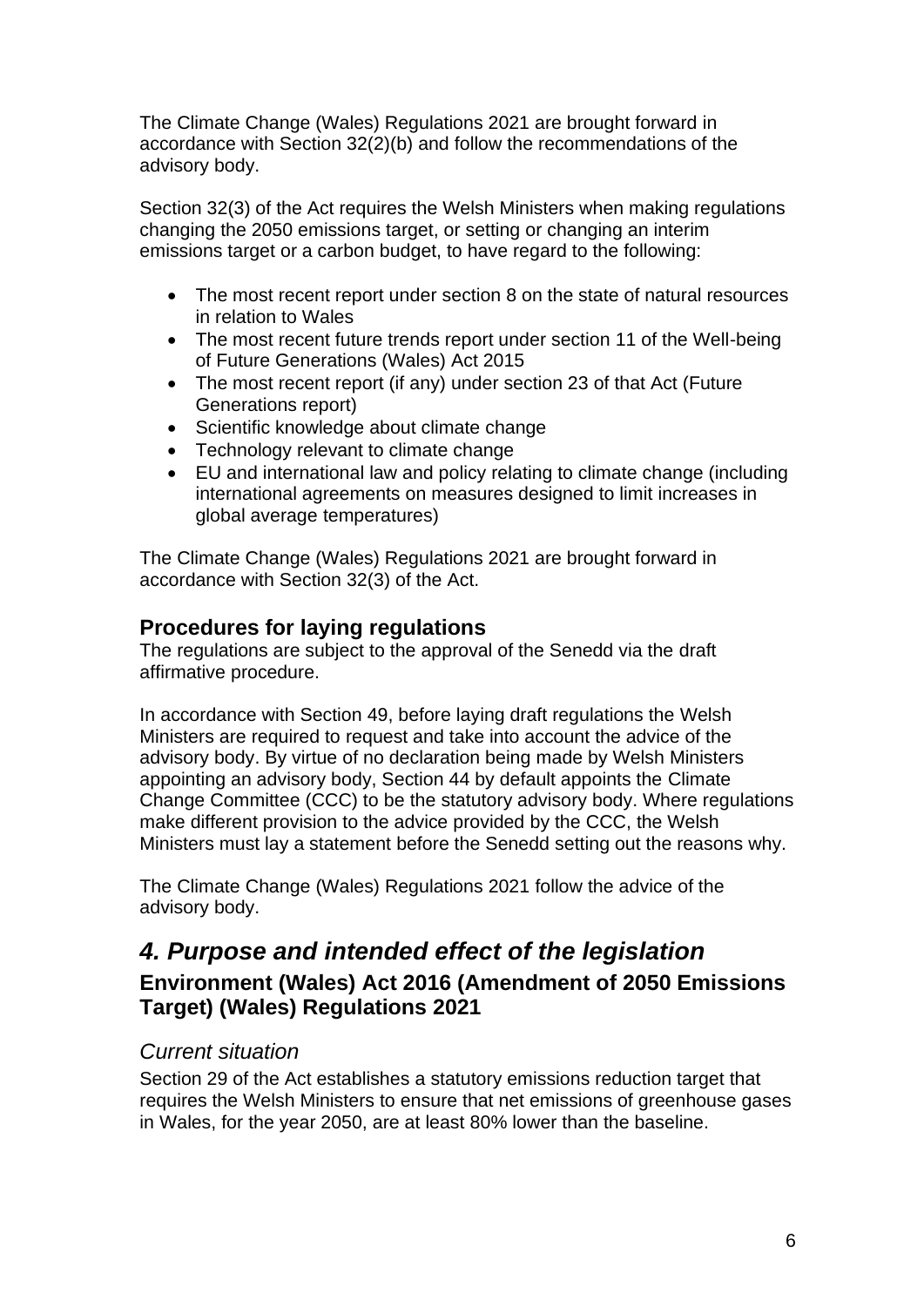The Climate Change (Wales) Regulations 2021 are brought forward in accordance with Section 32(2)(b) and follow the recommendations of the advisory body.

Section 32(3) of the Act requires the Welsh Ministers when making regulations changing the 2050 emissions target, or setting or changing an interim emissions target or a carbon budget, to have regard to the following:

- The most recent report under section 8 on the state of natural resources in relation to Wales
- The most recent future trends report under section 11 of the Well-being of Future Generations (Wales) Act 2015
- The most recent report (if any) under section 23 of that Act (Future Generations report)
- Scientific knowledge about climate change
- Technology relevant to climate change
- EU and international law and policy relating to climate change (including international agreements on measures designed to limit increases in global average temperatures)

The Climate Change (Wales) Regulations 2021 are brought forward in accordance with Section 32(3) of the Act.

### Procedures for laying regulations

The regulations are subject to the approval of the Senedd via the draft affirmative procedure.

In accordance with Section 49, before laying draft regulations the Welsh Ministers are required to request and take into account the advice of the advisory body. By virtue of no declaration being made by Welsh Ministers appointing an advisory body, Section 44 by default appoints the Climate Change Committee (CCC) to be the statutory advisory body. Where regulations make different provision to the advice provided by the CCC, the Welsh Ministers must lay a statement before the Senedd setting out the reasons why.

The Climate Change (Wales) Regulations 2021 follow the advice of the advisory body.

## *4. Purpose and intended effect of the legislation*

### Environment (Wales) Act 2016 (Amendment of 2050 Emissions Target) (Wales) Regulations 2021

#### *Current situation*

Section 29 of the Act establishes a statutory emissions reduction target that requires the Welsh Ministers to ensure that net emissions of greenhouse gases in Wales, for the year 2050, are at least 80% lower than the baseline.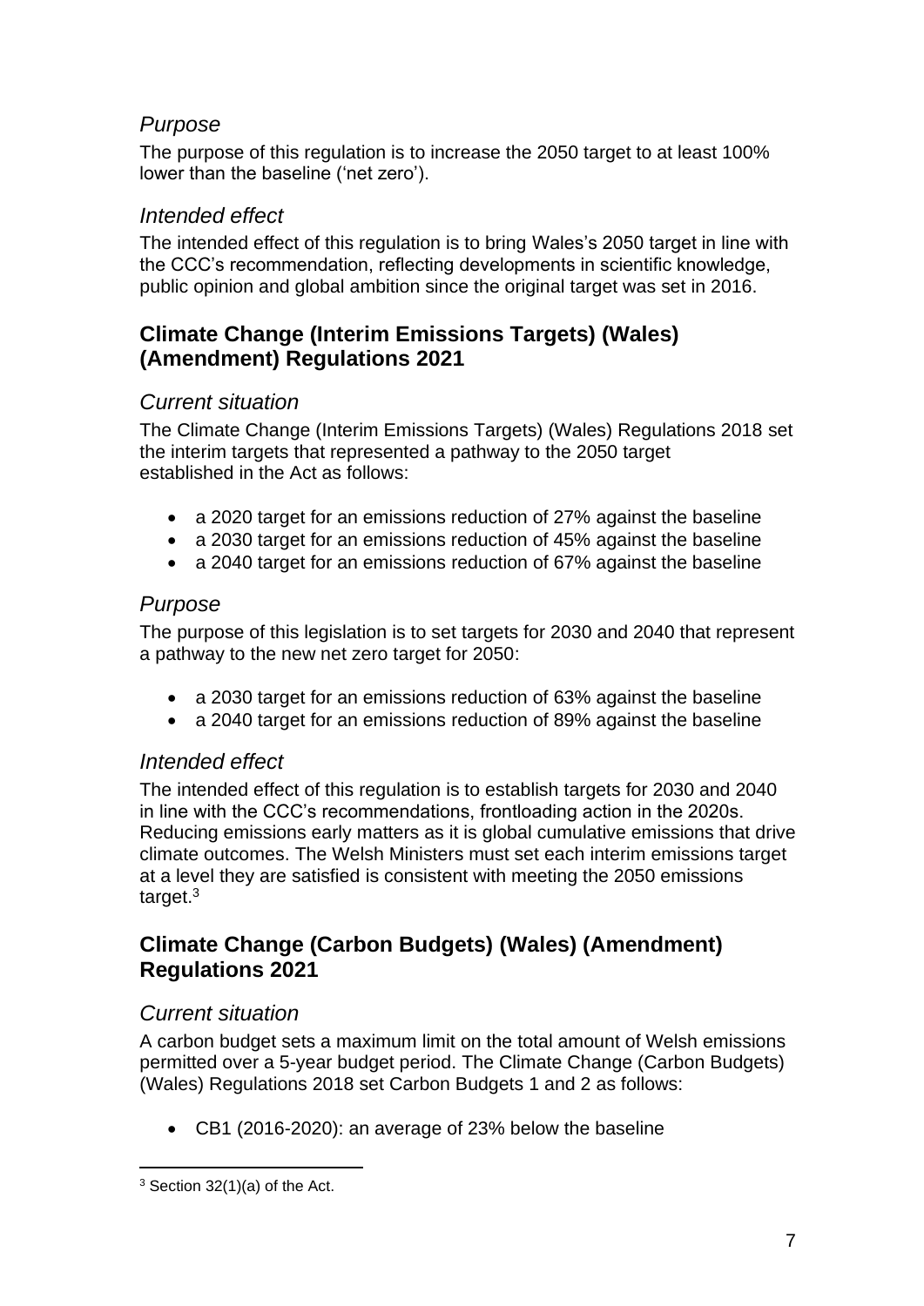### *Purpose*

The purpose of this regulation is to increase the 2050 target to at least 100% lower than the baseline ('net zero').

### *Intended effect*

The intended effect of this regulation is to bring Wales's 2050 target in line with the CCC's recommendation, reflecting developments in scientific knowledge, public opinion and global ambition since the original target was set in 2016.

## Climate Change (Interim Emissions Targets) (Wales) (Amendment) Regulations 2021

### *Current situation*

The Climate Change (Interim Emissions Targets) (Wales) Regulations 2018 set the interim targets that represented a pathway to the 2050 target established in the Act as follows:

- a 2020 target for an emissions reduction of 27% against the baseline
- a 2030 target for an emissions reduction of 45% against the baseline
- a 2040 target for an emissions reduction of 67% against the baseline

### *Purpose*

The purpose of this legislation is to set targets for 2030 and 2040 that represent a pathway to the new net zero target for 2050:

- a 2030 target for an emissions reduction of 63% against the baseline
- a 2040 target for an emissions reduction of 89% against the baseline

### *Intended effect*

The intended effect of this regulation is to establish targets for 2030 and 2040 in line with the CCC's recommendations, frontloading action in the 2020s. Reducing emissions early matters as it is global cumulative emissions that drive climate outcomes. The Welsh Ministers must set each interim emissions target at a level they are satisfied is consistent with meeting the 2050 emissions target.[3]

## Climate Change (Carbon Budgets) (Wales) (Amendment) Regulations 2021

### *Current situation*

A carbon budget sets a maximum limit on the total amount of Welsh emissions permitted over a 5-year budget period. The Climate Change (Carbon Budgets) (Wales) Regulations 2018 set Carbon Budgets 1 and 2 as follows:

- CB1 (2016-2020): an average of 23% below the baseline

---

[3] Section 32(1)(a) of the Act.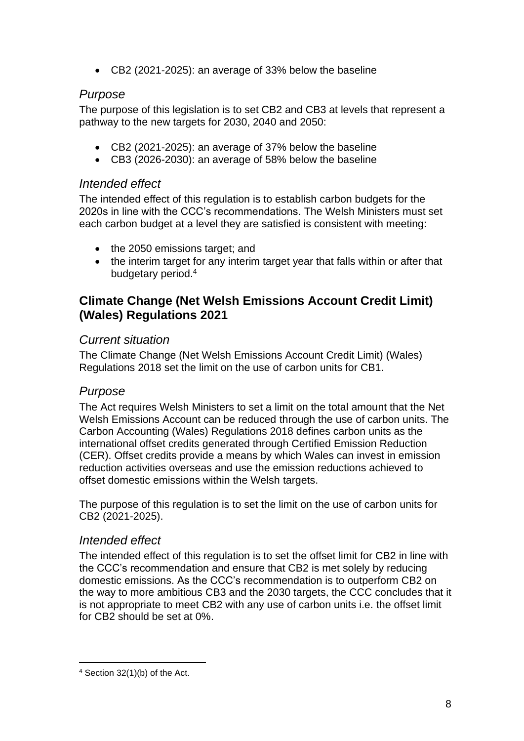- CB2 (2021-2025): an average of 33% below the baseline

### *Purpose*

The purpose of this legislation is to set CB2 and CB3 at levels that represent a pathway to the new targets for 2030, 2040 and 2050:

- CB2 (2021-2025): an average of 37% below the baseline
- CB3 (2026-2030): an average of 58% below the baseline

### *Intended effect*

The intended effect of this regulation is to establish carbon budgets for the 2020s in line with the CCC's recommendations. The Welsh Ministers must set each carbon budget at a level they are satisfied is consistent with meeting:

- the 2050 emissions target; and
- the interim target for any interim target year that falls within or after that budgetary period.[4]

## Climate Change (Net Welsh Emissions Account Credit Limit) (Wales) Regulations 2021

### *Current situation*

The Climate Change (Net Welsh Emissions Account Credit Limit) (Wales) Regulations 2018 set the limit on the use of carbon units for CB1.

### *Purpose*

The Act requires Welsh Ministers to set a limit on the total amount that the Net Welsh Emissions Account can be reduced through the use of carbon units. The Carbon Accounting (Wales) Regulations 2018 defines carbon units as the international offset credits generated through Certified Emission Reduction (CER). Offset credits provide a means by which Wales can invest in emission reduction activities overseas and use the emission reductions achieved to offset domestic emissions within the Welsh targets.

The purpose of this regulation is to set the limit on the use of carbon units for CB2 (2021-2025).

### *Intended effect*

The intended effect of this regulation is to set the offset limit for CB2 in line with the CCC's recommendation and ensure that CB2 is met solely by reducing domestic emissions. As the CCC's recommendation is to outperform CB2 on the way to more ambitious CB3 and the 2030 targets, the CCC concludes that it is not appropriate to meet CB2 with any use of carbon units i.e. the offset limit for CB2 should be set at 0%.

---

[4] Section 32(1)(b) of the Act.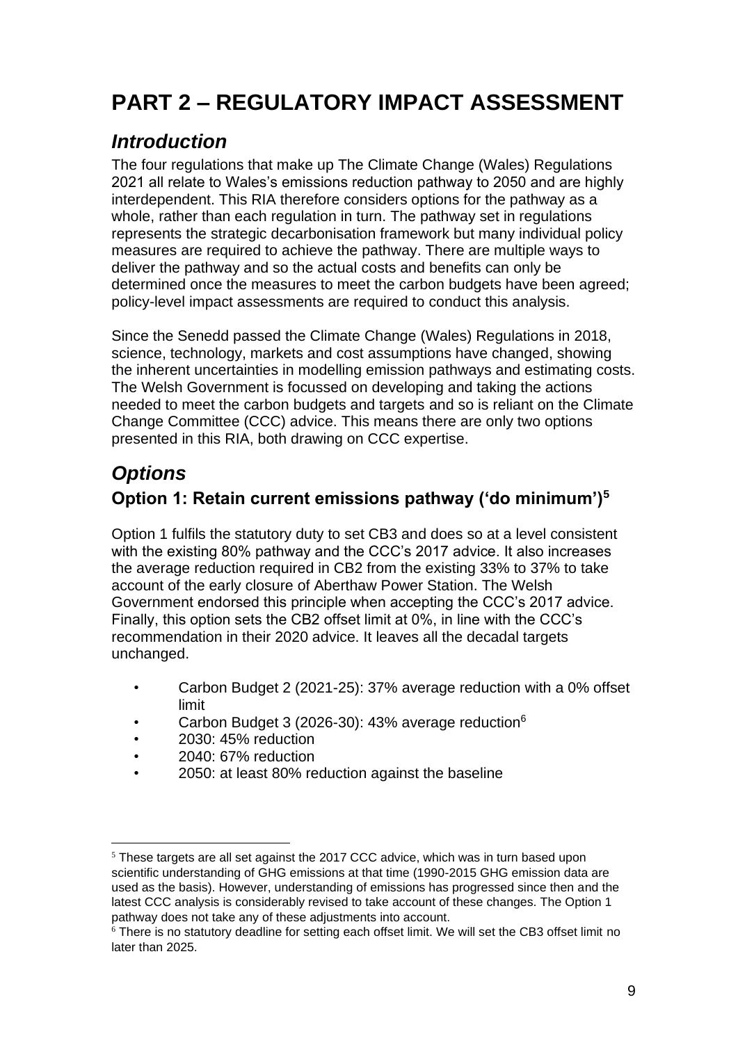# PART 2 – REGULATORY IMPACT ASSESSMENT

## *Introduction*

The four regulations that make up The Climate Change (Wales) Regulations 2021 all relate to Wales's emissions reduction pathway to 2050 and are highly interdependent. This RIA therefore considers options for the pathway as a whole, rather than each regulation in turn. The pathway set in regulations represents the strategic decarbonisation framework but many individual policy measures are required to achieve the pathway. There are multiple ways to deliver the pathway and so the actual costs and benefits can only be determined once the measures to meet the carbon budgets have been agreed; policy-level impact assessments are required to conduct this analysis.

Since the Senedd passed the Climate Change (Wales) Regulations in 2018, science, technology, markets and cost assumptions have changed, showing the inherent uncertainties in modelling emission pathways and estimating costs. The Welsh Government is focussed on developing and taking the actions needed to meet the carbon budgets and targets and so is reliant on the Climate Change Committee (CCC) advice. This means there are only two options presented in this RIA, both drawing on CCC expertise.

## *Options*

### Option 1: Retain current emissions pathway ('do minimum')[5]

Option 1 fulfils the statutory duty to set CB3 and does so at a level consistent with the existing 80% pathway and the CCC's 2017 advice. It also increases the average reduction required in CB2 from the existing 33% to 37% to take account of the early closure of Aberthaw Power Station. The Welsh Government endorsed this principle when accepting the CCC's 2017 advice. Finally, this option sets the CB2 offset limit at 0%, in line with the CCC's recommendation in their 2020 advice. It leaves all the decadal targets unchanged.

- Carbon Budget 2 (2021-25): 37% average reduction with a 0% offset limit
- Carbon Budget 3 (2026-30): 43% average reduction[6]
- 2030: 45% reduction
- 2040: 67% reduction
- 2050: at least 80% reduction against the baseline

[5] These targets are all set against the 2017 CCC advice, which was in turn based upon scientific understanding of GHG emissions at that time (1990-2015 GHG emission data are used as the basis). However, understanding of emissions has progressed since then and the latest CCC analysis is considerably revised to take account of these changes. The Option 1 pathway does not take any of these adjustments into account.

[6] There is no statutory deadline for setting each offset limit. We will set the CB3 offset limit no later than 2025.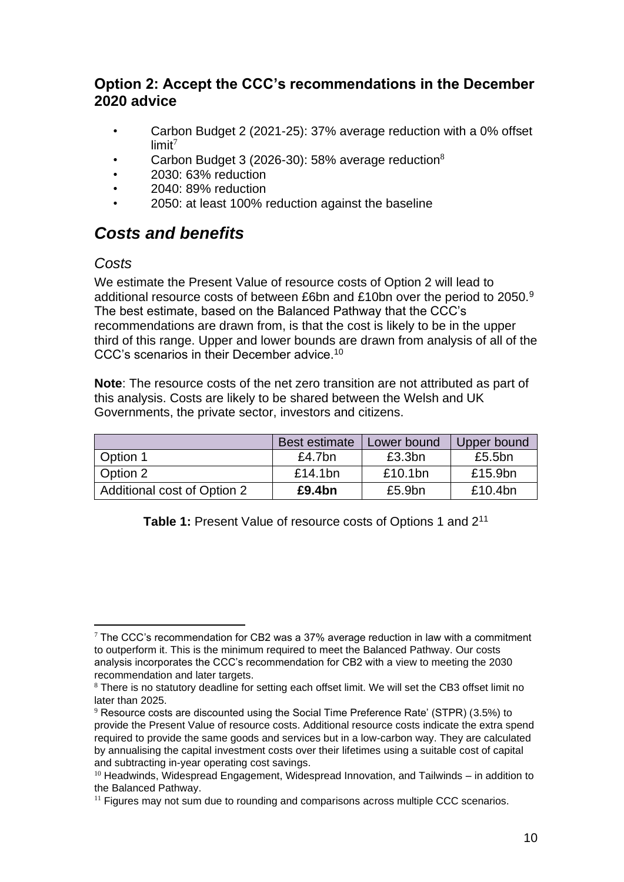### Option 2: Accept the CCC's recommendations in the December 2020 advice

- Carbon Budget 2 (2021-25): 37% average reduction with a 0% offset limit[7]
- Carbon Budget 3 (2026-30): 58% average reduction[8]
- 2030: 63% reduction
- 2040: 89% reduction
- 2050: at least 100% reduction against the baseline

## *Costs and benefits*

### *Costs*

We estimate the Present Value of resource costs of Option 2 will lead to additional resource costs of between £6bn and £10bn over the period to 2050.[9] The best estimate, based on the Balanced Pathway that the CCC's recommendations are drawn from, is that the cost is likely to be in the upper third of this range. Upper and lower bounds are drawn from analysis of all of the CCC's scenarios in their December advice.[10]

**Note**: The resource costs of the net zero transition are not attributed as part of this analysis. Costs are likely to be shared between the Welsh and UK Governments, the private sector, investors and citizens.

| | Best estimate | Lower bound | Upper bound |
|---|---|---|---|
| Option 1 | £4.7bn | £3.3bn | £5.5bn |
| Option 2 | £14.1bn | £10.1bn | £15.9bn |
| Additional cost of Option 2 | **£9.4bn** | £5.9bn | £10.4bn |

**Table 1:** Present Value of resource costs of Options 1 and 2[11]

---

[7] The CCC's recommendation for CB2 was a 37% average reduction in law with a commitment to outperform it. This is the minimum required to meet the Balanced Pathway. Our costs analysis incorporates the CCC's recommendation for CB2 with a view to meeting the 2030 recommendation and later targets.

[8] There is no statutory deadline for setting each offset limit. We will set the CB3 offset limit no later than 2025.

[9] Resource costs are discounted using the Social Time Preference Rate' (STPR) (3.5%) to provide the Present Value of resource costs. Additional resource costs indicate the extra spend required to provide the same goods and services but in a low-carbon way. They are calculated by annualising the capital investment costs over their lifetimes using a suitable cost of capital and subtracting in-year operating cost savings.

[10] Headwinds, Widespread Engagement, Widespread Innovation, and Tailwinds – in addition to the Balanced Pathway.

[11] Figures may not sum due to rounding and comparisons across multiple CCC scenarios.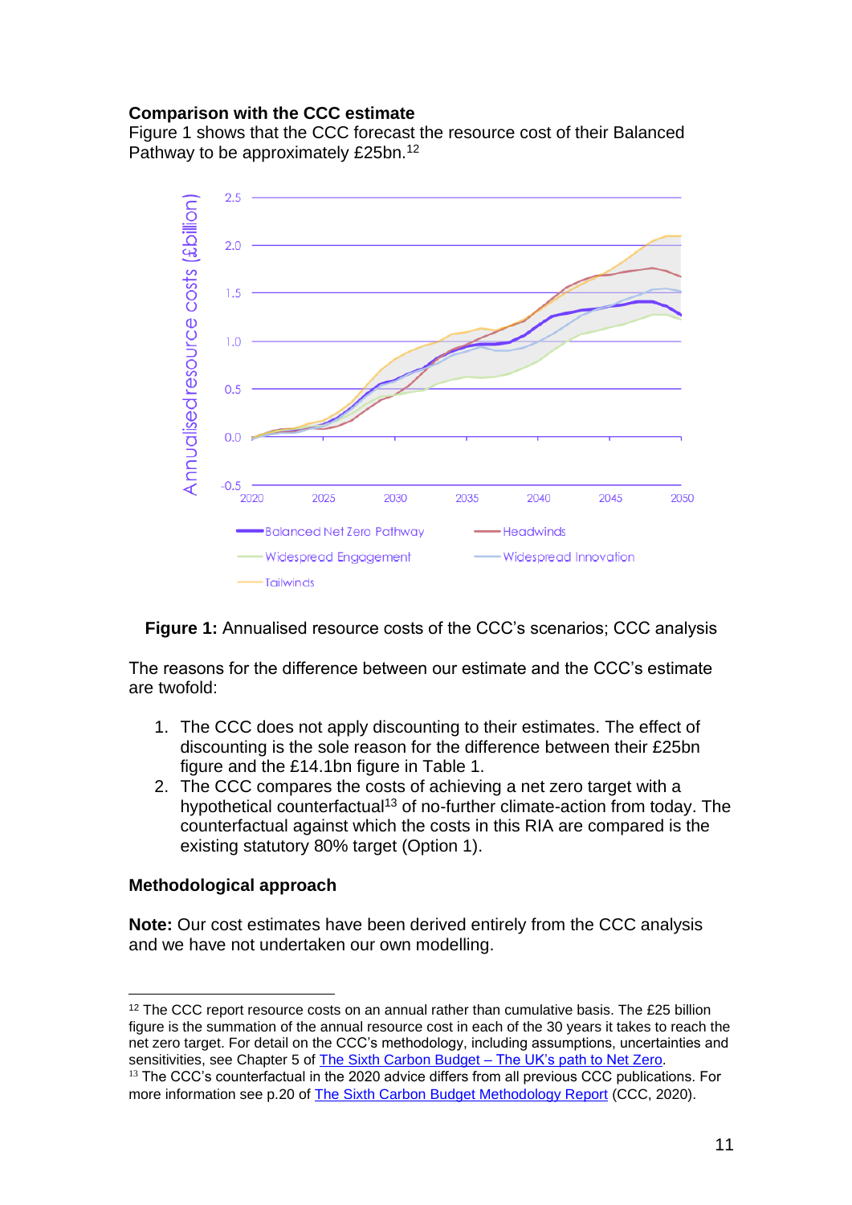**Comparison with the CCC estimate**

Figure 1 shows that the CCC forecast the resource cost of their Balanced Pathway to be approximately £25bn.[12]

**Figure 1:** Annualised resource costs of the CCC's scenarios; CCC analysis

The reasons for the difference between our estimate and the CCC's estimate are twofold:

1. The CCC does not apply discounting to their estimates. The effect of discounting is the sole reason for the difference between their £25bn figure and the £14.1bn figure in Table 1.
2. The CCC compares the costs of achieving a net zero target with a hypothetical counterfactual[13] of no-further climate-action from today. The counterfactual against which the costs in this RIA are compared is the existing statutory 80% target (Option 1).

**Methodological approach**

**Note:** Our cost estimates have been derived entirely from the CCC analysis and we have not undertaken our own modelling.

---

[12] The CCC report resource costs on an annual rather than cumulative basis. The £25 billion figure is the summation of the annual resource cost in each of the 30 years it takes to reach the net zero target. For detail on the CCC's methodology, including assumptions, uncertainties and sensitivities, see Chapter 5 of The Sixth Carbon Budget – The UK's path to Net Zero.

[13] The CCC's counterfactual in the 2020 advice differs from all previous CCC publications. For more information see p.20 of The Sixth Carbon Budget Methodology Report (CCC, 2020).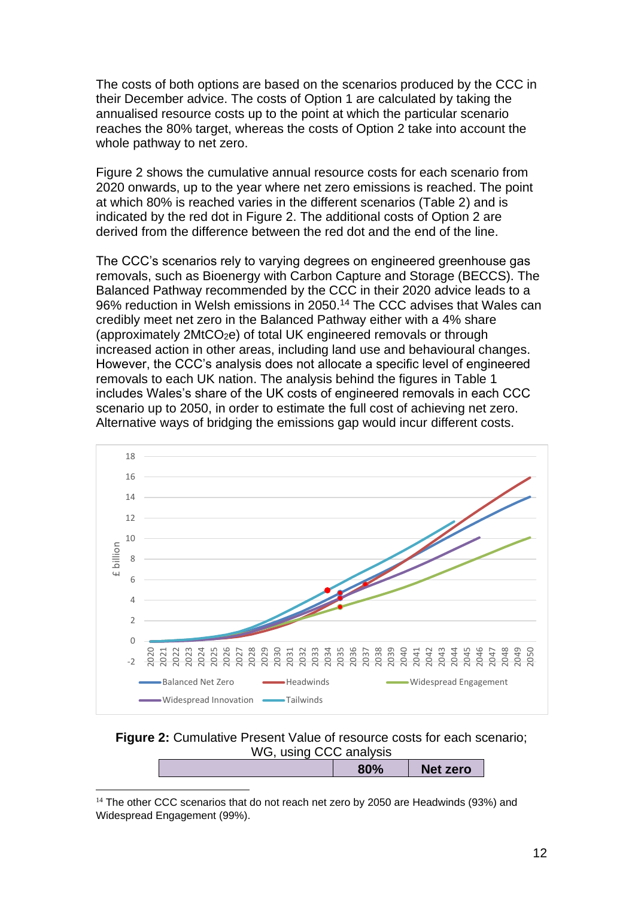The costs of both options are based on the scenarios produced by the CCC in their December advice. The costs of Option 1 are calculated by taking the annualised resource costs up to the point at which the particular scenario reaches the 80% target, whereas the costs of Option 2 take into account the whole pathway to net zero.

Figure 2 shows the cumulative annual resource costs for each scenario from 2020 onwards, up to the year where net zero emissions is reached. The point at which 80% is reached varies in the different scenarios (Table 2) and is indicated by the red dot in Figure 2. The additional costs of Option 2 are derived from the difference between the red dot and the end of the line.

The CCC's scenarios rely to varying degrees on engineered greenhouse gas removals, such as Bioenergy with Carbon Capture and Storage (BECCS). The Balanced Pathway recommended by the CCC in their 2020 advice leads to a 96% reduction in Welsh emissions in 2050.[14] The CCC advises that Wales can credibly meet net zero in the Balanced Pathway either with a 4% share (approximately 2Mt$CO_2$e) of total UK engineered removals or through increased action in other areas, including land use and behavioural changes. However, the CCC's analysis does not allocate a specific level of engineered removals to each UK nation. The analysis behind the figures in Table 1 includes Wales's share of the UK costs of engineered removals in each CCC scenario up to 2050, in order to estimate the full cost of achieving net zero. Alternative ways of bridging the emissions gap would incur different costs.

**Figure 2:** Cumulative Present Value of resource costs for each scenario; WG, using CCC analysis

| | 80% | Net zero |
|---|---|---|

[14] The other CCC scenarios that do not reach net zero by 2050 are Headwinds (93%) and Widespread Engagement (99%).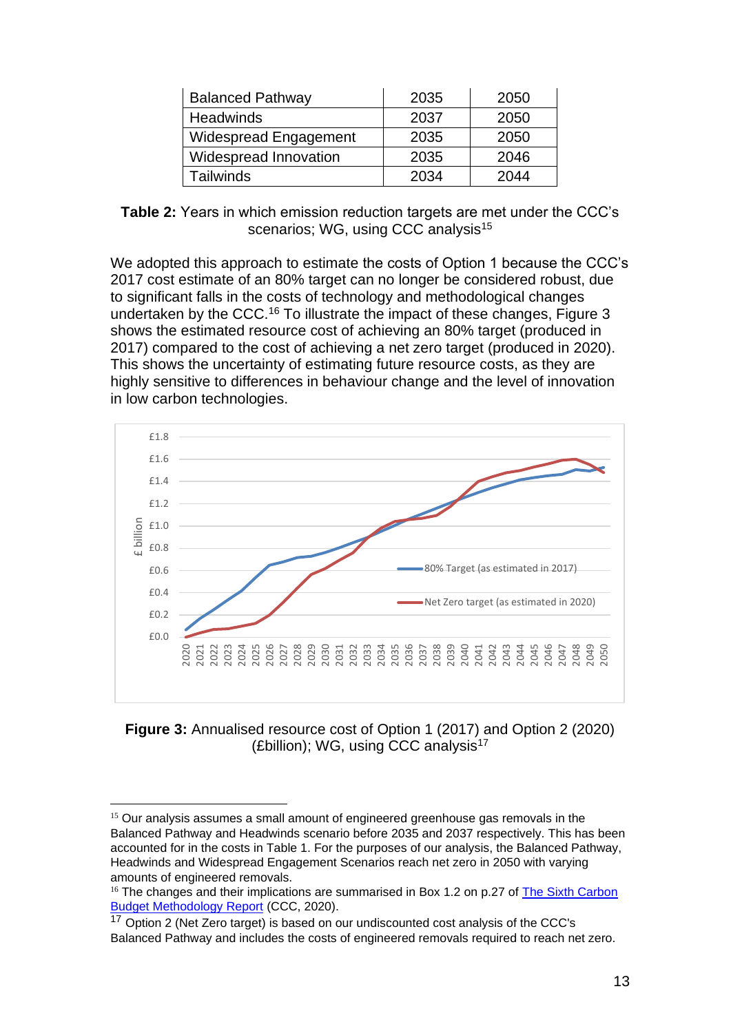| Balanced Pathway | 2035 | 2050 |
| --- | --- | --- |
| Headwinds | 2037 | 2050 |
| Widespread Engagement | 2035 | 2050 |
| Widespread Innovation | 2035 | 2046 |
| Tailwinds | 2034 | 2044 |

**Table 2:** Years in which emission reduction targets are met under the CCC's scenarios; WG, using CCC analysis[15]

We adopted this approach to estimate the costs of Option 1 because the CCC's 2017 cost estimate of an 80% target can no longer be considered robust, due to significant falls in the costs of technology and methodological changes undertaken by the CCC.[16] To illustrate the impact of these changes, Figure 3 shows the estimated resource cost of achieving an 80% target (produced in 2017) compared to the cost of achieving a net zero target (produced in 2020). This shows the uncertainty of estimating future resource costs, as they are highly sensitive to differences in behaviour change and the level of innovation in low carbon technologies.

**Figure 3:** Annualised resource cost of Option 1 (2017) and Option 2 (2020) (£billion); WG, using CCC analysis[17]

[15] Our analysis assumes a small amount of engineered greenhouse gas removals in the Balanced Pathway and Headwinds scenario before 2035 and 2037 respectively. This has been accounted for in the costs in Table 1. For the purposes of our analysis, the Balanced Pathway, Headwinds and Widespread Engagement Scenarios reach net zero in 2050 with varying amounts of engineered removals.

[16] The changes and their implications are summarised in Box 1.2 on p.27 of The Sixth Carbon Budget Methodology Report (CCC, 2020).

[17] Option 2 (Net Zero target) is based on our undiscounted cost analysis of the CCC's Balanced Pathway and includes the costs of engineered removals required to reach net zero.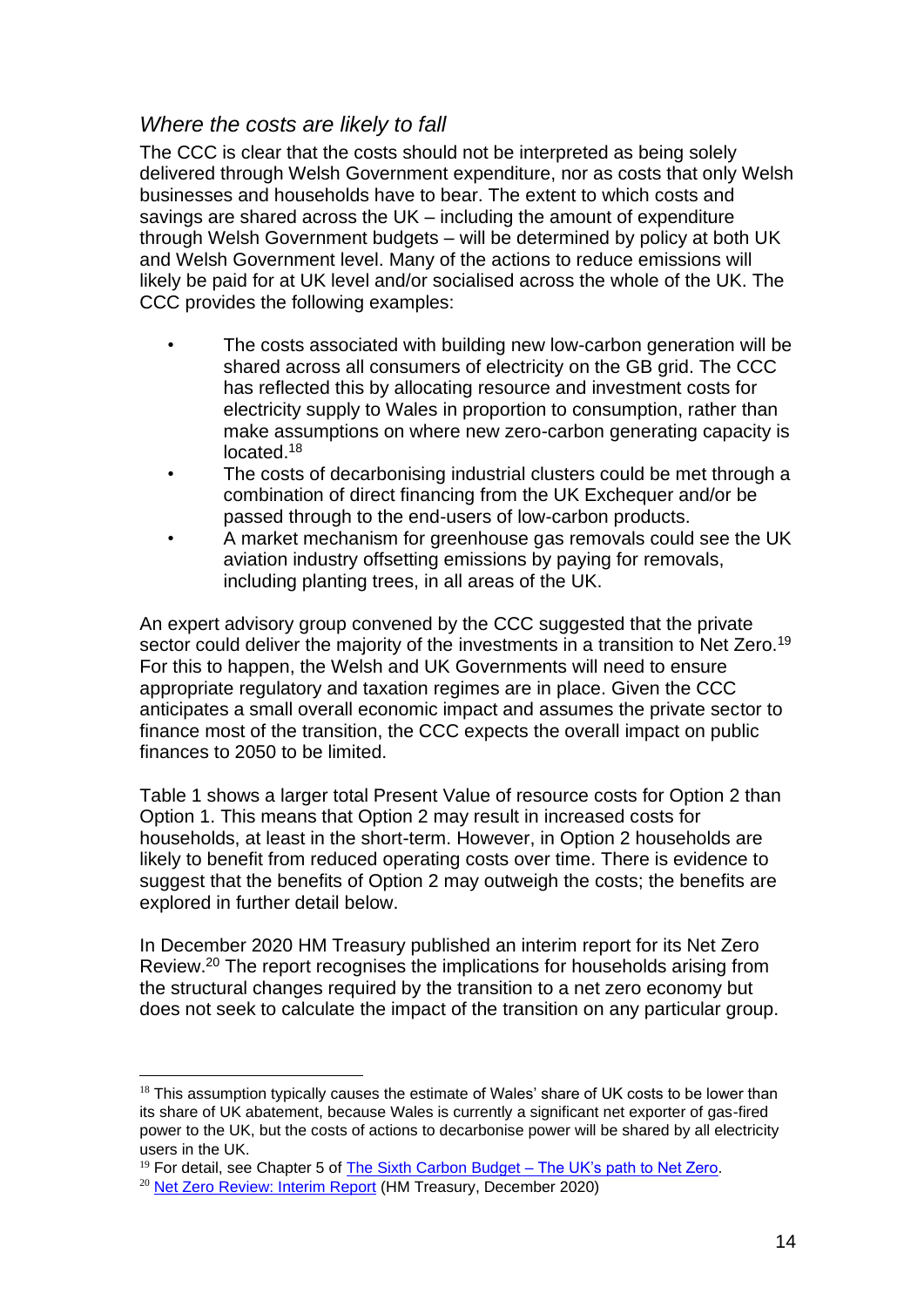### *Where the costs are likely to fall*

The CCC is clear that the costs should not be interpreted as being solely delivered through Welsh Government expenditure, nor as costs that only Welsh businesses and households have to bear. The extent to which costs and savings are shared across the UK – including the amount of expenditure through Welsh Government budgets – will be determined by policy at both UK and Welsh Government level. Many of the actions to reduce emissions will likely be paid for at UK level and/or socialised across the whole of the UK. The CCC provides the following examples:

- The costs associated with building new low-carbon generation will be shared across all consumers of electricity on the GB grid. The CCC has reflected this by allocating resource and investment costs for electricity supply to Wales in proportion to consumption, rather than make assumptions on where new zero-carbon generating capacity is located.[18]
- The costs of decarbonising industrial clusters could be met through a combination of direct financing from the UK Exchequer and/or be passed through to the end-users of low-carbon products.
- A market mechanism for greenhouse gas removals could see the UK aviation industry offsetting emissions by paying for removals, including planting trees, in all areas of the UK.

An expert advisory group convened by the CCC suggested that the private sector could deliver the majority of the investments in a transition to Net Zero.[19] For this to happen, the Welsh and UK Governments will need to ensure appropriate regulatory and taxation regimes are in place. Given the CCC anticipates a small overall economic impact and assumes the private sector to finance most of the transition, the CCC expects the overall impact on public finances to 2050 to be limited.

Table 1 shows a larger total Present Value of resource costs for Option 2 than Option 1. This means that Option 2 may result in increased costs for households, at least in the short-term. However, in Option 2 households are likely to benefit from reduced operating costs over time. There is evidence to suggest that the benefits of Option 2 may outweigh the costs; the benefits are explored in further detail below.

In December 2020 HM Treasury published an interim report for its Net Zero Review.[20] The report recognises the implications for households arising from the structural changes required by the transition to a net zero economy but does not seek to calculate the impact of the transition on any particular group.

---

[18] This assumption typically causes the estimate of Wales' share of UK costs to be lower than its share of UK abatement, because Wales is currently a significant net exporter of gas-fired power to the UK, but the costs of actions to decarbonise power will be shared by all electricity users in the UK.

[19] For detail, see Chapter 5 of The Sixth Carbon Budget – The UK's path to Net Zero.

[20] Net Zero Review: Interim Report (HM Treasury, December 2020)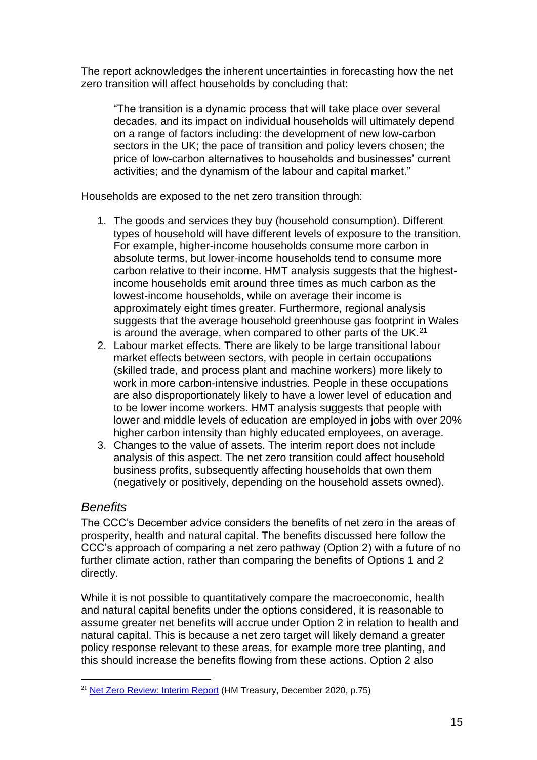The report acknowledges the inherent uncertainties in forecasting how the net zero transition will affect households by concluding that:

> "The transition is a dynamic process that will take place over several decades, and its impact on individual households will ultimately depend on a range of factors including: the development of new low-carbon sectors in the UK; the pace of transition and policy levers chosen; the price of low-carbon alternatives to households and businesses' current activities; and the dynamism of the labour and capital market."

Households are exposed to the net zero transition through:

1. The goods and services they buy (household consumption). Different types of household will have different levels of exposure to the transition. For example, higher-income households consume more carbon in absolute terms, but lower-income households tend to consume more carbon relative to their income. HMT analysis suggests that the highest-income households emit around three times as much carbon as the lowest-income households, while on average their income is approximately eight times greater. Furthermore, regional analysis suggests that the average household greenhouse gas footprint in Wales is around the average, when compared to other parts of the UK.[21]
2. Labour market effects. There are likely to be large transitional labour market effects between sectors, with people in certain occupations (skilled trade, and process plant and machine workers) more likely to work in more carbon-intensive industries. People in these occupations are also disproportionately likely to have a lower level of education and to be lower income workers. HMT analysis suggests that people with lower and middle levels of education are employed in jobs with over 20% higher carbon intensity than highly educated employees, on average.
3. Changes to the value of assets. The interim report does not include analysis of this aspect. The net zero transition could affect household business profits, subsequently affecting households that own them (negatively or positively, depending on the household assets owned).

## *Benefits*

The CCC's December advice considers the benefits of net zero in the areas of prosperity, health and natural capital. The benefits discussed here follow the CCC's approach of comparing a net zero pathway (Option 2) with a future of no further climate action, rather than comparing the benefits of Options 1 and 2 directly.

While it is not possible to quantitatively compare the macroeconomic, health and natural capital benefits under the options considered, it is reasonable to assume greater net benefits will accrue under Option 2 in relation to health and natural capital. This is because a net zero target will likely demand a greater policy response relevant to these areas, for example more tree planting, and this should increase the benefits flowing from these actions. Option 2 also

---

[21] Net Zero Review: Interim Report (HM Treasury, December 2020, p.75)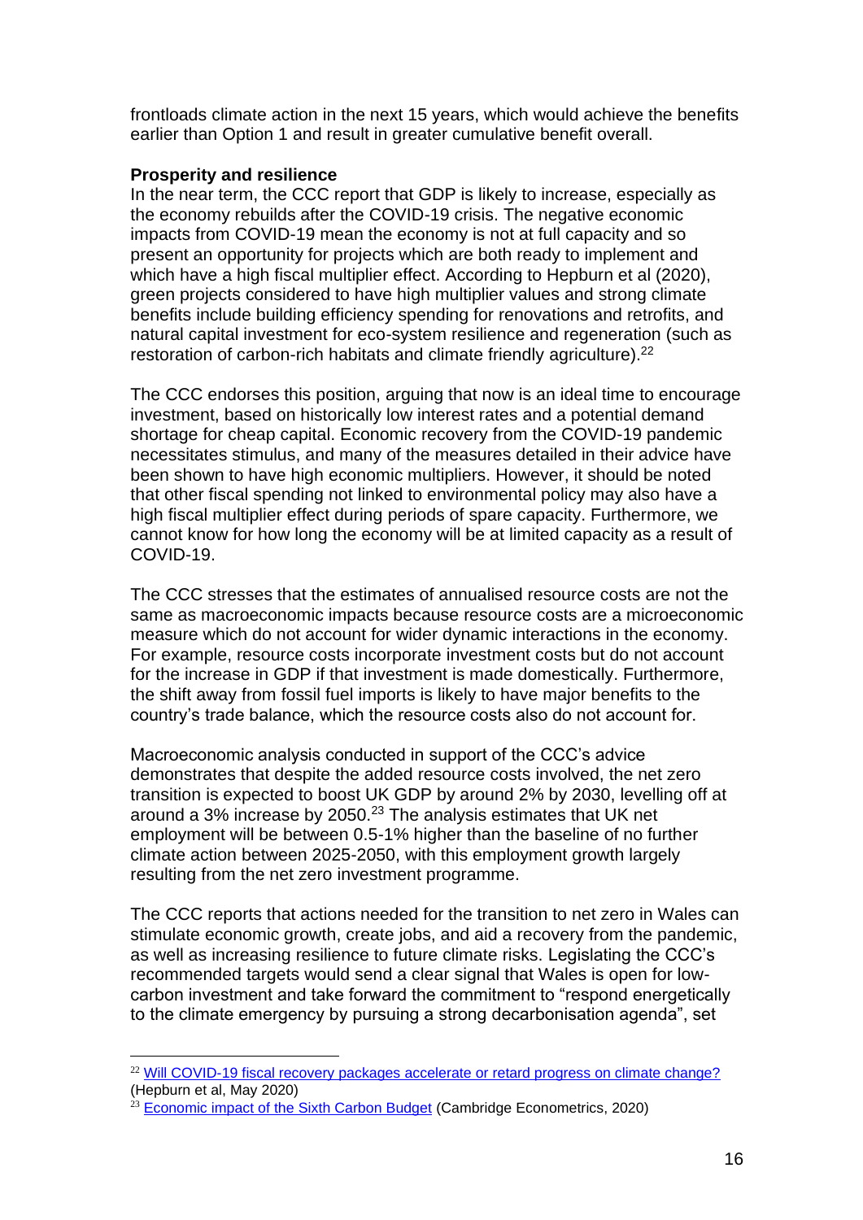frontloads climate action in the next 15 years, which would achieve the benefits earlier than Option 1 and result in greater cumulative benefit overall.

**Prosperity and resilience**

In the near term, the CCC report that GDP is likely to increase, especially as the economy rebuilds after the COVID-19 crisis. The negative economic impacts from COVID-19 mean the economy is not at full capacity and so present an opportunity for projects which are both ready to implement and which have a high fiscal multiplier effect. According to Hepburn et al (2020), green projects considered to have high multiplier values and strong climate benefits include building efficiency spending for renovations and retrofits, and natural capital investment for eco-system resilience and regeneration (such as restoration of carbon-rich habitats and climate friendly agriculture).[22]

The CCC endorses this position, arguing that now is an ideal time to encourage investment, based on historically low interest rates and a potential demand shortage for cheap capital. Economic recovery from the COVID-19 pandemic necessitates stimulus, and many of the measures detailed in their advice have been shown to have high economic multipliers. However, it should be noted that other fiscal spending not linked to environmental policy may also have a high fiscal multiplier effect during periods of spare capacity. Furthermore, we cannot know for how long the economy will be at limited capacity as a result of COVID-19.

The CCC stresses that the estimates of annualised resource costs are not the same as macroeconomic impacts because resource costs are a microeconomic measure which do not account for wider dynamic interactions in the economy. For example, resource costs incorporate investment costs but do not account for the increase in GDP if that investment is made domestically. Furthermore, the shift away from fossil fuel imports is likely to have major benefits to the country's trade balance, which the resource costs also do not account for.

Macroeconomic analysis conducted in support of the CCC's advice demonstrates that despite the added resource costs involved, the net zero transition is expected to boost UK GDP by around 2% by 2030, levelling off at around a 3% increase by 2050.[23] The analysis estimates that UK net employment will be between 0.5-1% higher than the baseline of no further climate action between 2025-2050, with this employment growth largely resulting from the net zero investment programme.

The CCC reports that actions needed for the transition to net zero in Wales can stimulate economic growth, create jobs, and aid a recovery from the pandemic, as well as increasing resilience to future climate risks. Legislating the CCC's recommended targets would send a clear signal that Wales is open for low-carbon investment and take forward the commitment to "respond energetically to the climate emergency by pursuing a strong decarbonisation agenda", set

---

[22] Will COVID-19 fiscal recovery packages accelerate or retard progress on climate change? (Hepburn et al, May 2020)

[23] Economic impact of the Sixth Carbon Budget (Cambridge Econometrics, 2020)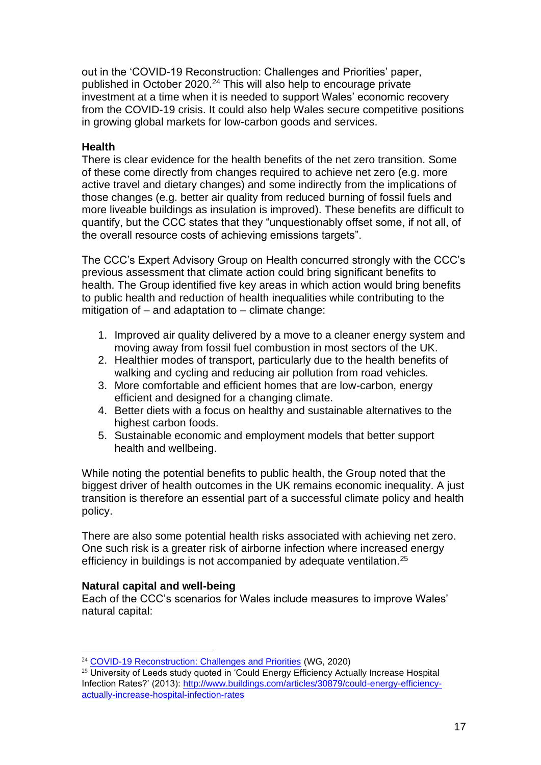out in the 'COVID-19 Reconstruction: Challenges and Priorities' paper, published in October 2020.[24] This will also help to encourage private investment at a time when it is needed to support Wales' economic recovery from the COVID-19 crisis. It could also help Wales secure competitive positions in growing global markets for low-carbon goods and services.

**Health**

There is clear evidence for the health benefits of the net zero transition. Some of these come directly from changes required to achieve net zero (e.g. more active travel and dietary changes) and some indirectly from the implications of those changes (e.g. better air quality from reduced burning of fossil fuels and more liveable buildings as insulation is improved). These benefits are difficult to quantify, but the CCC states that they "unquestionably offset some, if not all, of the overall resource costs of achieving emissions targets".

The CCC's Expert Advisory Group on Health concurred strongly with the CCC's previous assessment that climate action could bring significant benefits to health. The Group identified five key areas in which action would bring benefits to public health and reduction of health inequalities while contributing to the mitigation of – and adaptation to – climate change:

1. Improved air quality delivered by a move to a cleaner energy system and moving away from fossil fuel combustion in most sectors of the UK.
2. Healthier modes of transport, particularly due to the health benefits of walking and cycling and reducing air pollution from road vehicles.
3. More comfortable and efficient homes that are low-carbon, energy efficient and designed for a changing climate.
4. Better diets with a focus on healthy and sustainable alternatives to the highest carbon foods.
5. Sustainable economic and employment models that better support health and wellbeing.

While noting the potential benefits to public health, the Group noted that the biggest driver of health outcomes in the UK remains economic inequality. A just transition is therefore an essential part of a successful climate policy and health policy.

There are also some potential health risks associated with achieving net zero. One such risk is a greater risk of airborne infection where increased energy efficiency in buildings is not accompanied by adequate ventilation.[25]

**Natural capital and well-being**

Each of the CCC's scenarios for Wales include measures to improve Wales' natural capital:

---

[24] COVID-19 Reconstruction: Challenges and Priorities (WG, 2020)

[25] University of Leeds study quoted in 'Could Energy Efficiency Actually Increase Hospital Infection Rates?' (2013): http://www.buildings.com/articles/30879/could-energy-efficiency-actually-increase-hospital-infection-rates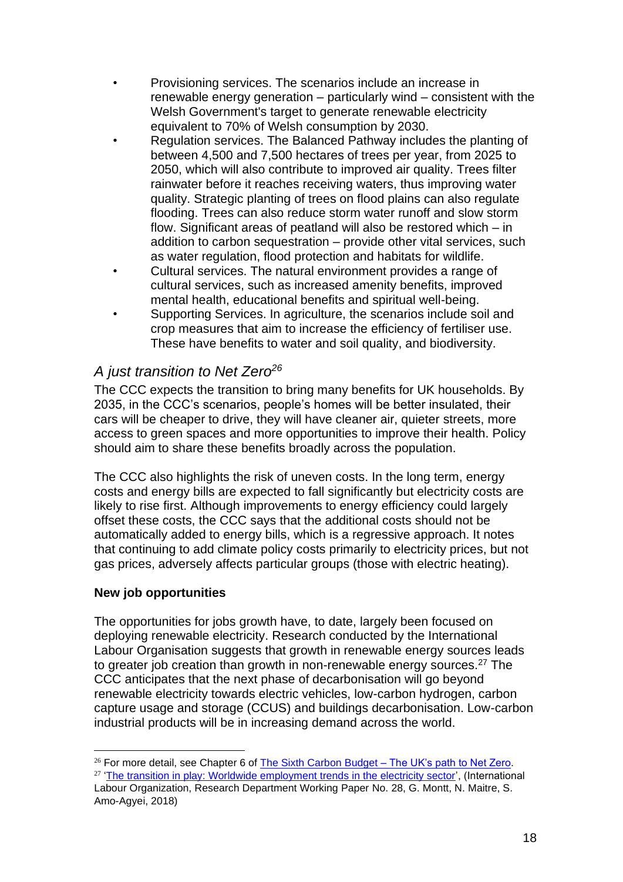- Provisioning services. The scenarios include an increase in renewable energy generation – particularly wind – consistent with the Welsh Government's target to generate renewable electricity equivalent to 70% of Welsh consumption by 2030.
- Regulation services. The Balanced Pathway includes the planting of between 4,500 and 7,500 hectares of trees per year, from 2025 to 2050, which will also contribute to improved air quality. Trees filter rainwater before it reaches receiving waters, thus improving water quality. Strategic planting of trees on flood plains can also regulate flooding. Trees can also reduce storm water runoff and slow storm flow. Significant areas of peatland will also be restored which – in addition to carbon sequestration – provide other vital services, such as water regulation, flood protection and habitats for wildlife.
- Cultural services. The natural environment provides a range of cultural services, such as increased amenity benefits, improved mental health, educational benefits and spiritual well-being.
- Supporting Services. In agriculture, the scenarios include soil and crop measures that aim to increase the efficiency of fertiliser use. These have benefits to water and soil quality, and biodiversity.

### *A just transition to Net Zero*[26]

The CCC expects the transition to bring many benefits for UK households. By 2035, in the CCC's scenarios, people's homes will be better insulated, their cars will be cheaper to drive, they will have cleaner air, quieter streets, more access to green spaces and more opportunities to improve their health. Policy should aim to share these benefits broadly across the population.

The CCC also highlights the risk of uneven costs. In the long term, energy costs and energy bills are expected to fall significantly but electricity costs are likely to rise first. Although improvements to energy efficiency could largely offset these costs, the CCC says that the additional costs should not be automatically added to energy bills, which is a regressive approach. It notes that continuing to add climate policy costs primarily to electricity prices, but not gas prices, adversely affects particular groups (those with electric heating).

**New job opportunities**

The opportunities for jobs growth have, to date, largely been focused on deploying renewable electricity. Research conducted by the International Labour Organisation suggests that growth in renewable energy sources leads to greater job creation than growth in non-renewable energy sources.[27] The CCC anticipates that the next phase of decarbonisation will go beyond renewable electricity towards electric vehicles, low-carbon hydrogen, carbon capture usage and storage (CCUS) and buildings decarbonisation. Low-carbon industrial products will be in increasing demand across the world.

---

[26] For more detail, see Chapter 6 of The Sixth Carbon Budget – The UK's path to Net Zero.

[27] 'The transition in play: Worldwide employment trends in the electricity sector', (International Labour Organization, Research Department Working Paper No. 28, G. Montt, N. Maitre, S. Amo-Agyei, 2018)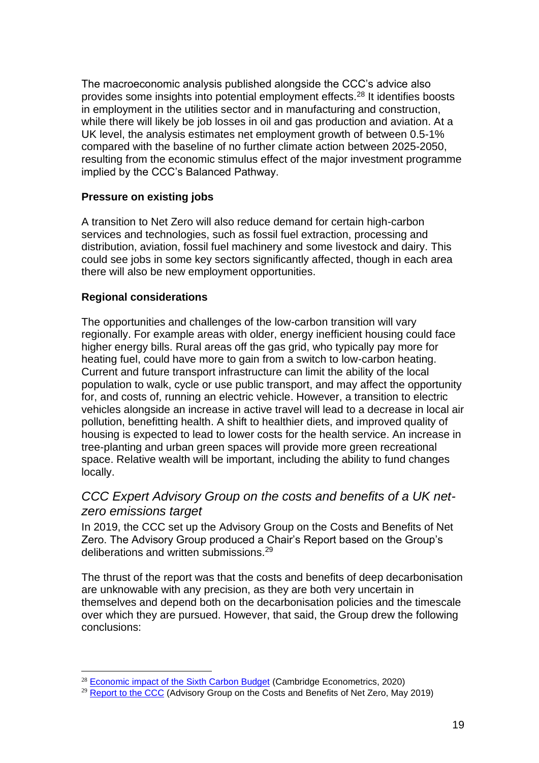The macroeconomic analysis published alongside the CCC's advice also provides some insights into potential employment effects.[28] It identifies boosts in employment in the utilities sector and in manufacturing and construction, while there will likely be job losses in oil and gas production and aviation. At a UK level, the analysis estimates net employment growth of between 0.5-1% compared with the baseline of no further climate action between 2025-2050, resulting from the economic stimulus effect of the major investment programme implied by the CCC's Balanced Pathway.

**Pressure on existing jobs**

A transition to Net Zero will also reduce demand for certain high-carbon services and technologies, such as fossil fuel extraction, processing and distribution, aviation, fossil fuel machinery and some livestock and dairy. This could see jobs in some key sectors significantly affected, though in each area there will also be new employment opportunities.

**Regional considerations**

The opportunities and challenges of the low-carbon transition will vary regionally. For example areas with older, energy inefficient housing could face higher energy bills. Rural areas off the gas grid, who typically pay more for heating fuel, could have more to gain from a switch to low-carbon heating. Current and future transport infrastructure can limit the ability of the local population to walk, cycle or use public transport, and may affect the opportunity for, and costs of, running an electric vehicle. However, a transition to electric vehicles alongside an increase in active travel will lead to a decrease in local air pollution, benefitting health. A shift to healthier diets, and improved quality of housing is expected to lead to lower costs for the health service. An increase in tree-planting and urban green spaces will provide more green recreational space. Relative wealth will be important, including the ability to fund changes locally.

### *CCC Expert Advisory Group on the costs and benefits of a UK net-zero emissions target*

In 2019, the CCC set up the Advisory Group on the Costs and Benefits of Net Zero. The Advisory Group produced a Chair's Report based on the Group's deliberations and written submissions.[29]

The thrust of the report was that the costs and benefits of deep decarbonisation are unknowable with any precision, as they are both very uncertain in themselves and depend both on the decarbonisation policies and the timescale over which they are pursued. However, that said, the Group drew the following conclusions:

---

[28] Economic impact of the Sixth Carbon Budget (Cambridge Econometrics, 2020)

[29] Report to the CCC (Advisory Group on the Costs and Benefits of Net Zero, May 2019)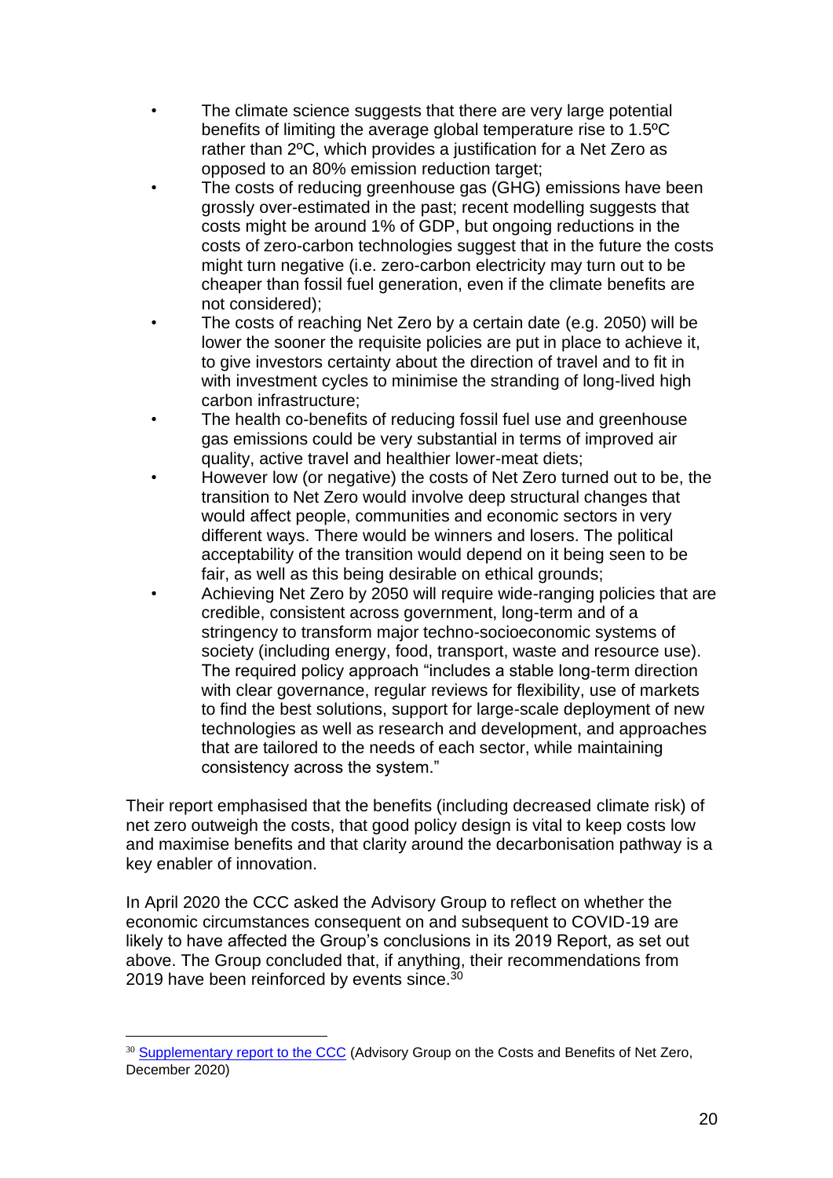- The climate science suggests that there are very large potential benefits of limiting the average global temperature rise to 1.5ºC rather than 2ºC, which provides a justification for a Net Zero as opposed to an 80% emission reduction target;
- The costs of reducing greenhouse gas (GHG) emissions have been grossly over-estimated in the past; recent modelling suggests that costs might be around 1% of GDP, but ongoing reductions in the costs of zero-carbon technologies suggest that in the future the costs might turn negative (i.e. zero-carbon electricity may turn out to be cheaper than fossil fuel generation, even if the climate benefits are not considered);
- The costs of reaching Net Zero by a certain date (e.g. 2050) will be lower the sooner the requisite policies are put in place to achieve it, to give investors certainty about the direction of travel and to fit in with investment cycles to minimise the stranding of long-lived high carbon infrastructure;
- The health co-benefits of reducing fossil fuel use and greenhouse gas emissions could be very substantial in terms of improved air quality, active travel and healthier lower-meat diets;
- However low (or negative) the costs of Net Zero turned out to be, the transition to Net Zero would involve deep structural changes that would affect people, communities and economic sectors in very different ways. There would be winners and losers. The political acceptability of the transition would depend on it being seen to be fair, as well as this being desirable on ethical grounds;
- Achieving Net Zero by 2050 will require wide-ranging policies that are credible, consistent across government, long-term and of a stringency to transform major techno-socioeconomic systems of society (including energy, food, transport, waste and resource use). The required policy approach "includes a stable long-term direction with clear governance, regular reviews for flexibility, use of markets to find the best solutions, support for large-scale deployment of new technologies as well as research and development, and approaches that are tailored to the needs of each sector, while maintaining consistency across the system."

Their report emphasised that the benefits (including decreased climate risk) of net zero outweigh the costs, that good policy design is vital to keep costs low and maximise benefits and that clarity around the decarbonisation pathway is a key enabler of innovation.

In April 2020 the CCC asked the Advisory Group to reflect on whether the economic circumstances consequent on and subsequent to COVID-19 are likely to have affected the Group's conclusions in its 2019 Report, as set out above. The Group concluded that, if anything, their recommendations from 2019 have been reinforced by events since.[30]

---

[30] Supplementary report to the CCC (Advisory Group on the Costs and Benefits of Net Zero, December 2020)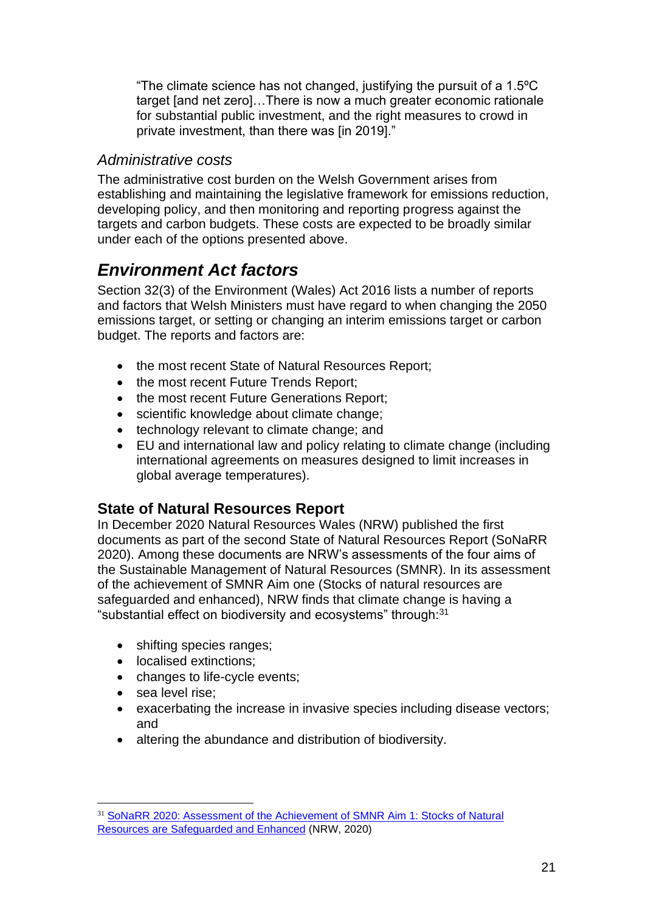> "The climate science has not changed, justifying the pursuit of a 1.5ºC target [and net zero]…There is now a much greater economic rationale for substantial public investment, and the right measures to crowd in private investment, than there was [in 2019]."

### *Administrative costs*

The administrative cost burden on the Welsh Government arises from establishing and maintaining the legislative framework for emissions reduction, developing policy, and then monitoring and reporting progress against the targets and carbon budgets. These costs are expected to be broadly similar under each of the options presented above.

## *Environment Act factors*

Section 32(3) of the Environment (Wales) Act 2016 lists a number of reports and factors that Welsh Ministers must have regard to when changing the 2050 emissions target, or setting or changing an interim emissions target or carbon budget. The reports and factors are:

- the most recent State of Natural Resources Report;
- the most recent Future Trends Report;
- the most recent Future Generations Report;
- scientific knowledge about climate change;
- technology relevant to climate change; and
- EU and international law and policy relating to climate change (including international agreements on measures designed to limit increases in global average temperatures).

### State of Natural Resources Report

In December 2020 Natural Resources Wales (NRW) published the first documents as part of the second State of Natural Resources Report (SoNaRR 2020). Among these documents are NRW's assessments of the four aims of the Sustainable Management of Natural Resources (SMNR). In its assessment of the achievement of SMNR Aim one (Stocks of natural resources are safeguarded and enhanced), NRW finds that climate change is having a "substantial effect on biodiversity and ecosystems" through:[31]

- shifting species ranges;
- localised extinctions;
- changes to life-cycle events;
- sea level rise;
- exacerbating the increase in invasive species including disease vectors; and
- altering the abundance and distribution of biodiversity.

---

[31] SoNaRR 2020: Assessment of the Achievement of SMNR Aim 1: Stocks of Natural Resources are Safeguarded and Enhanced (NRW, 2020)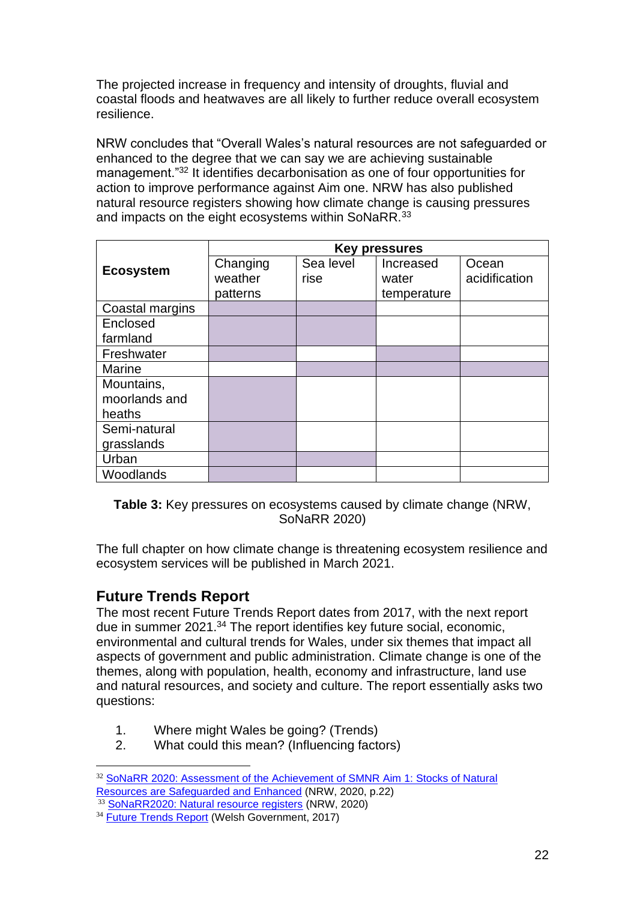The projected increase in frequency and intensity of droughts, fluvial and coastal floods and heatwaves are all likely to further reduce overall ecosystem resilience.

NRW concludes that "Overall Wales's natural resources are not safeguarded or enhanced to the degree that we can say we are achieving sustainable management."[32] It identifies decarbonisation as one of four opportunities for action to improve performance against Aim one. NRW has also published natural resource registers showing how climate change is causing pressures and impacts on the eight ecosystems within SoNaRR.[33]

| Ecosystem | Key pressures | | | |
|---|---|---|---|---|
| | Changing weather patterns | Sea level rise | Increased water temperature | Ocean acidification |
| Coastal margins | ■ | ■ | | |
| Enclosed farmland | ■ | ■ | | |
| Freshwater | ■ | | ■ | |
| Marine | | ■ | ■ | ■ |
| Mountains, moorlands and heaths | ■ | | | |
| Semi-natural grasslands | ■ | | | |
| Urban | ■ | ■ | | |
| Woodlands | ■ | | | |

**Table 3:** Key pressures on ecosystems caused by climate change (NRW, SoNaRR 2020)

The full chapter on how climate change is threatening ecosystem resilience and ecosystem services will be published in March 2021.

## Future Trends Report

The most recent Future Trends Report dates from 2017, with the next report due in summer 2021.[34] The report identifies key future social, economic, environmental and cultural trends for Wales, under six themes that impact all aspects of government and public administration. Climate change is one of the themes, along with population, health, economy and infrastructure, land use and natural resources, and society and culture. The report essentially asks two questions:

1. Where might Wales be going? (Trends)
2. What could this mean? (Influencing factors)

---

[32] SoNaRR 2020: Assessment of the Achievement of SMNR Aim 1: Stocks of Natural Resources are Safeguarded and Enhanced (NRW, 2020, p.22)

[33] SoNaRR2020: Natural resource registers (NRW, 2020)

[34] Future Trends Report (Welsh Government, 2017)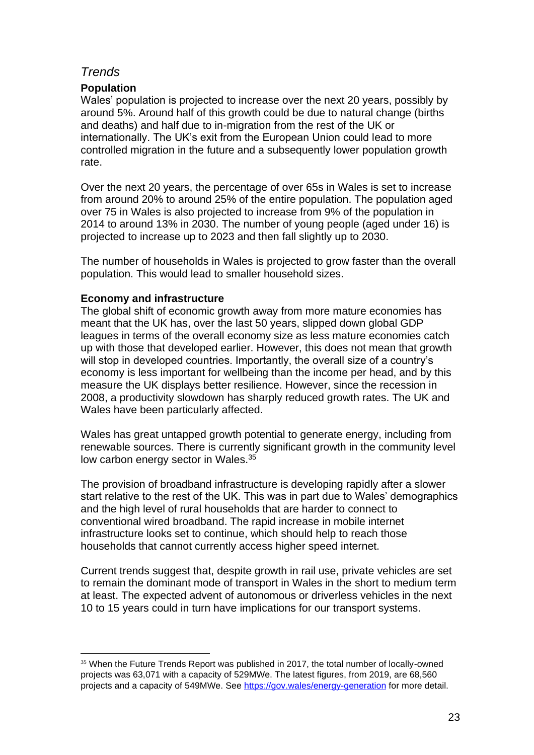## *Trends*

### Population

Wales' population is projected to increase over the next 20 years, possibly by around 5%. Around half of this growth could be due to natural change (births and deaths) and half due to in-migration from the rest of the UK or internationally. The UK's exit from the European Union could lead to more controlled migration in the future and a subsequently lower population growth rate.

Over the next 20 years, the percentage of over 65s in Wales is set to increase from around 20% to around 25% of the entire population. The population aged over 75 in Wales is also projected to increase from 9% of the population in 2014 to around 13% in 2030. The number of young people (aged under 16) is projected to increase up to 2023 and then fall slightly up to 2030.

The number of households in Wales is projected to grow faster than the overall population. This would lead to smaller household sizes.

### Economy and infrastructure

The global shift of economic growth away from more mature economies has meant that the UK has, over the last 50 years, slipped down global GDP leagues in terms of the overall economy size as less mature economies catch up with those that developed earlier. However, this does not mean that growth will stop in developed countries. Importantly, the overall size of a country's economy is less important for wellbeing than the income per head, and by this measure the UK displays better resilience. However, since the recession in 2008, a productivity slowdown has sharply reduced growth rates. The UK and Wales have been particularly affected.

Wales has great untapped growth potential to generate energy, including from renewable sources. There is currently significant growth in the community level low carbon energy sector in Wales.[35]

The provision of broadband infrastructure is developing rapidly after a slower start relative to the rest of the UK. This was in part due to Wales' demographics and the high level of rural households that are harder to connect to conventional wired broadband. The rapid increase in mobile internet infrastructure looks set to continue, which should help to reach those households that cannot currently access higher speed internet.

Current trends suggest that, despite growth in rail use, private vehicles are set to remain the dominant mode of transport in Wales in the short to medium term at least. The expected advent of autonomous or driverless vehicles in the next 10 to 15 years could in turn have implications for our transport systems.

---

[35] When the Future Trends Report was published in 2017, the total number of locally-owned projects was 63,071 with a capacity of 529MWe. The latest figures, from 2019, are 68,560 projects and a capacity of 549MWe. See https://gov.wales/energy-generation for more detail.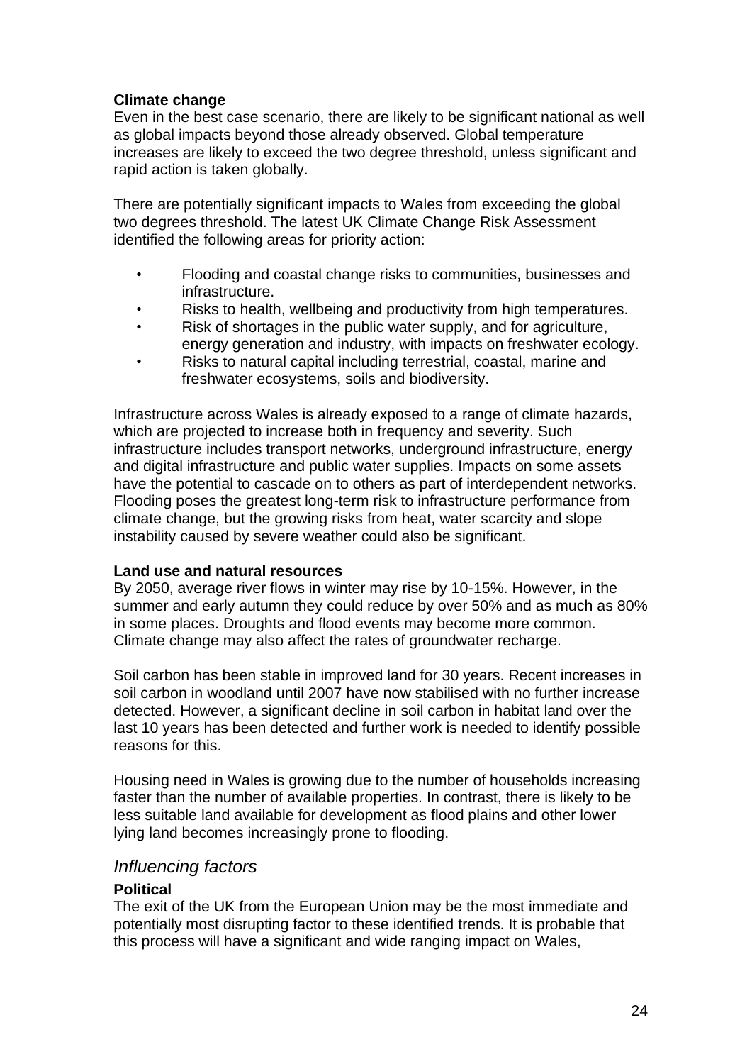**Climate change**
Even in the best case scenario, there are likely to be significant national as well as global impacts beyond those already observed. Global temperature increases are likely to exceed the two degree threshold, unless significant and rapid action is taken globally.

There are potentially significant impacts to Wales from exceeding the global two degrees threshold. The latest UK Climate Change Risk Assessment identified the following areas for priority action:

- Flooding and coastal change risks to communities, businesses and infrastructure.
- Risks to health, wellbeing and productivity from high temperatures.
- Risk of shortages in the public water supply, and for agriculture, energy generation and industry, with impacts on freshwater ecology.
- Risks to natural capital including terrestrial, coastal, marine and freshwater ecosystems, soils and biodiversity.

Infrastructure across Wales is already exposed to a range of climate hazards, which are projected to increase both in frequency and severity. Such infrastructure includes transport networks, underground infrastructure, energy and digital infrastructure and public water supplies. Impacts on some assets have the potential to cascade on to others as part of interdependent networks. Flooding poses the greatest long-term risk to infrastructure performance from climate change, but the growing risks from heat, water scarcity and slope instability caused by severe weather could also be significant.

**Land use and natural resources**
By 2050, average river flows in winter may rise by 10-15%. However, in the summer and early autumn they could reduce by over 50% and as much as 80% in some places. Droughts and flood events may become more common. Climate change may also affect the rates of groundwater recharge.

Soil carbon has been stable in improved land for 30 years. Recent increases in soil carbon in woodland until 2007 have now stabilised with no further increase detected. However, a significant decline in soil carbon in habitat land over the last 10 years has been detected and further work is needed to identify possible reasons for this.

Housing need in Wales is growing due to the number of households increasing faster than the number of available properties. In contrast, there is likely to be less suitable land available for development as flood plains and other lower lying land becomes increasingly prone to flooding.

## *Influencing factors*

**Political**
The exit of the UK from the European Union may be the most immediate and potentially most disrupting factor to these identified trends. It is probable that this process will have a significant and wide ranging impact on Wales,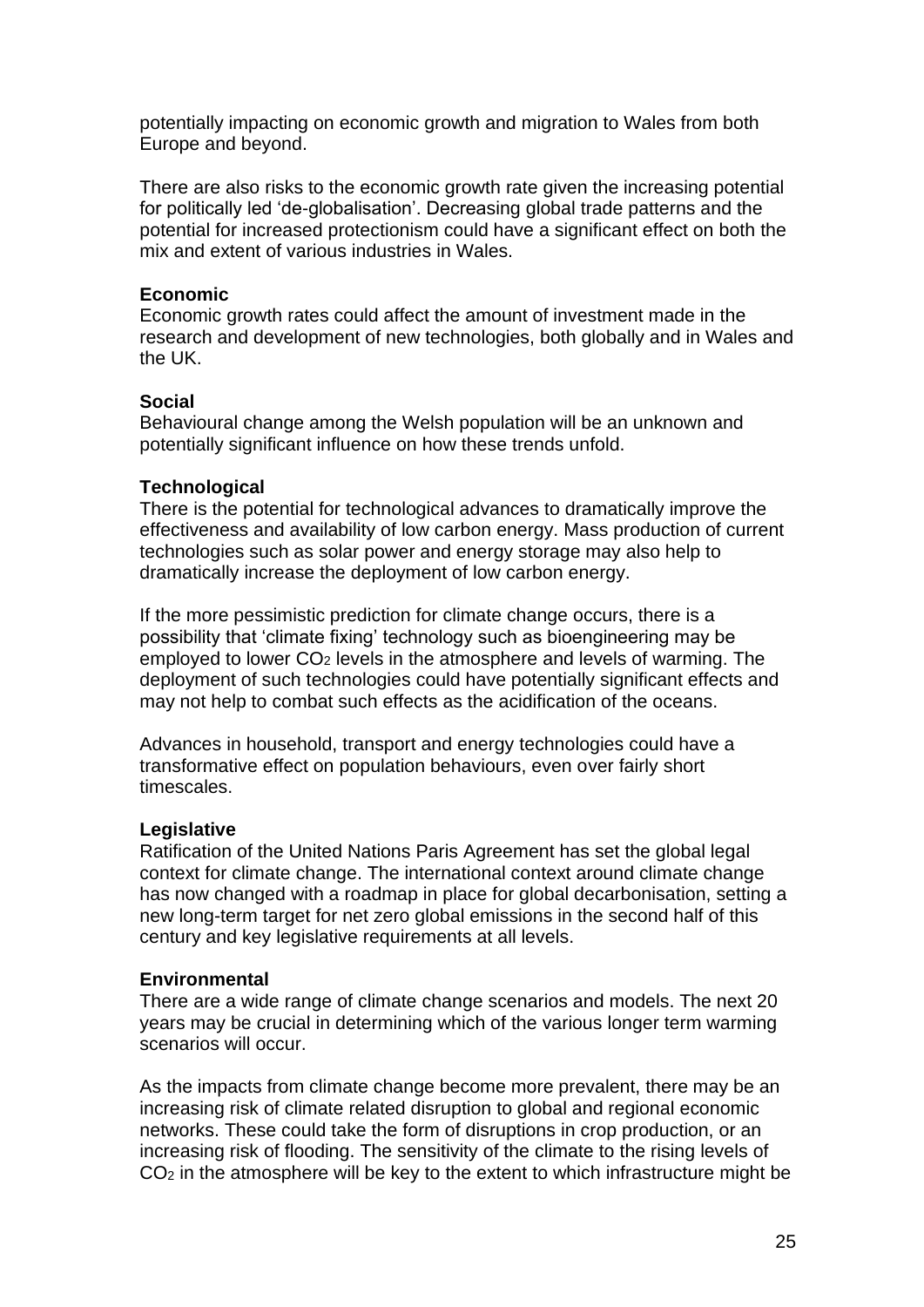potentially impacting on economic growth and migration to Wales from both Europe and beyond.

There are also risks to the economic growth rate given the increasing potential for politically led 'de-globalisation'. Decreasing global trade patterns and the potential for increased protectionism could have a significant effect on both the mix and extent of various industries in Wales.

**Economic**

Economic growth rates could affect the amount of investment made in the research and development of new technologies, both globally and in Wales and the UK.

**Social**

Behavioural change among the Welsh population will be an unknown and potentially significant influence on how these trends unfold.

**Technological**

There is the potential for technological advances to dramatically improve the effectiveness and availability of low carbon energy. Mass production of current technologies such as solar power and energy storage may also help to dramatically increase the deployment of low carbon energy.

If the more pessimistic prediction for climate change occurs, there is a possibility that 'climate fixing' technology such as bioengineering may be employed to lower $CO_2$ levels in the atmosphere and levels of warming. The deployment of such technologies could have potentially significant effects and may not help to combat such effects as the acidification of the oceans.

Advances in household, transport and energy technologies could have a transformative effect on population behaviours, even over fairly short timescales.

**Legislative**

Ratification of the United Nations Paris Agreement has set the global legal context for climate change. The international context around climate change has now changed with a roadmap in place for global decarbonisation, setting a new long-term target for net zero global emissions in the second half of this century and key legislative requirements at all levels.

**Environmental**

There are a wide range of climate change scenarios and models. The next 20 years may be crucial in determining which of the various longer term warming scenarios will occur.

As the impacts from climate change become more prevalent, there may be an increasing risk of climate related disruption to global and regional economic networks. These could take the form of disruptions in crop production, or an increasing risk of flooding. The sensitivity of the climate to the rising levels of $CO_2$ in the atmosphere will be key to the extent to which infrastructure might be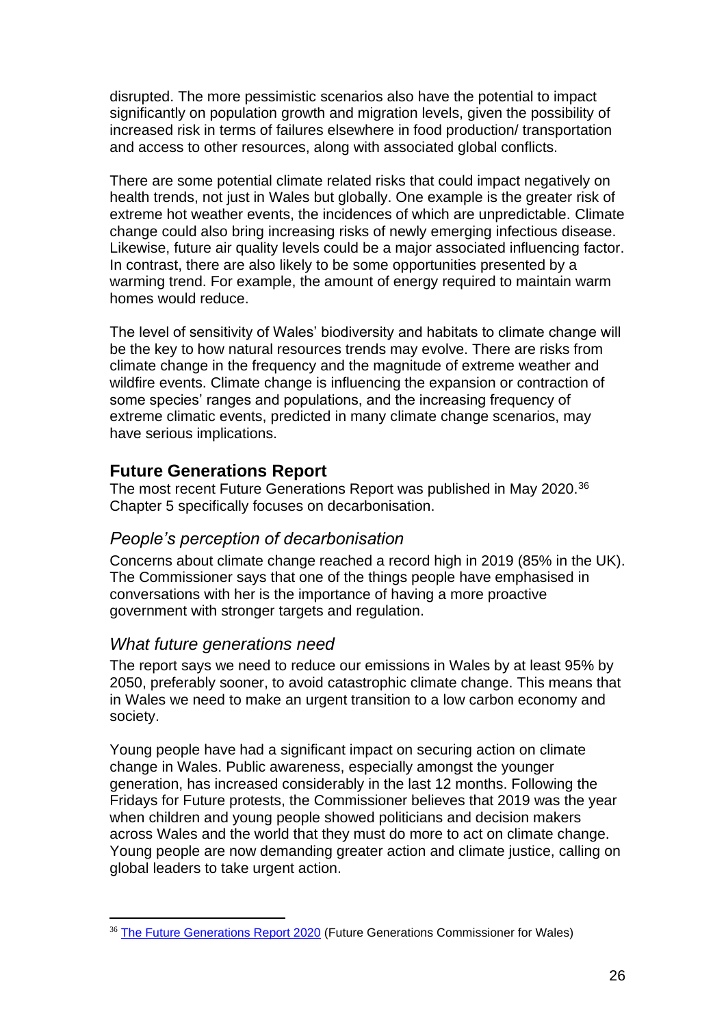disrupted. The more pessimistic scenarios also have the potential to impact significantly on population growth and migration levels, given the possibility of increased risk in terms of failures elsewhere in food production/ transportation and access to other resources, along with associated global conflicts.

There are some potential climate related risks that could impact negatively on health trends, not just in Wales but globally. One example is the greater risk of extreme hot weather events, the incidences of which are unpredictable. Climate change could also bring increasing risks of newly emerging infectious disease. Likewise, future air quality levels could be a major associated influencing factor. In contrast, there are also likely to be some opportunities presented by a warming trend. For example, the amount of energy required to maintain warm homes would reduce.

The level of sensitivity of Wales' biodiversity and habitats to climate change will be the key to how natural resources trends may evolve. There are risks from climate change in the frequency and the magnitude of extreme weather and wildfire events. Climate change is influencing the expansion or contraction of some species' ranges and populations, and the increasing frequency of extreme climatic events, predicted in many climate change scenarios, may have serious implications.

## Future Generations Report

The most recent Future Generations Report was published in May 2020.[36] Chapter 5 specifically focuses on decarbonisation.

### *People's perception of decarbonisation*

Concerns about climate change reached a record high in 2019 (85% in the UK). The Commissioner says that one of the things people have emphasised in conversations with her is the importance of having a more proactive government with stronger targets and regulation.

### *What future generations need*

The report says we need to reduce our emissions in Wales by at least 95% by 2050, preferably sooner, to avoid catastrophic climate change. This means that in Wales we need to make an urgent transition to a low carbon economy and society.

Young people have had a significant impact on securing action on climate change in Wales. Public awareness, especially amongst the younger generation, has increased considerably in the last 12 months. Following the Fridays for Future protests, the Commissioner believes that 2019 was the year when children and young people showed politicians and decision makers across Wales and the world that they must do more to act on climate change. Young people are now demanding greater action and climate justice, calling on global leaders to take urgent action.

[36] The Future Generations Report 2020 (Future Generations Commissioner for Wales)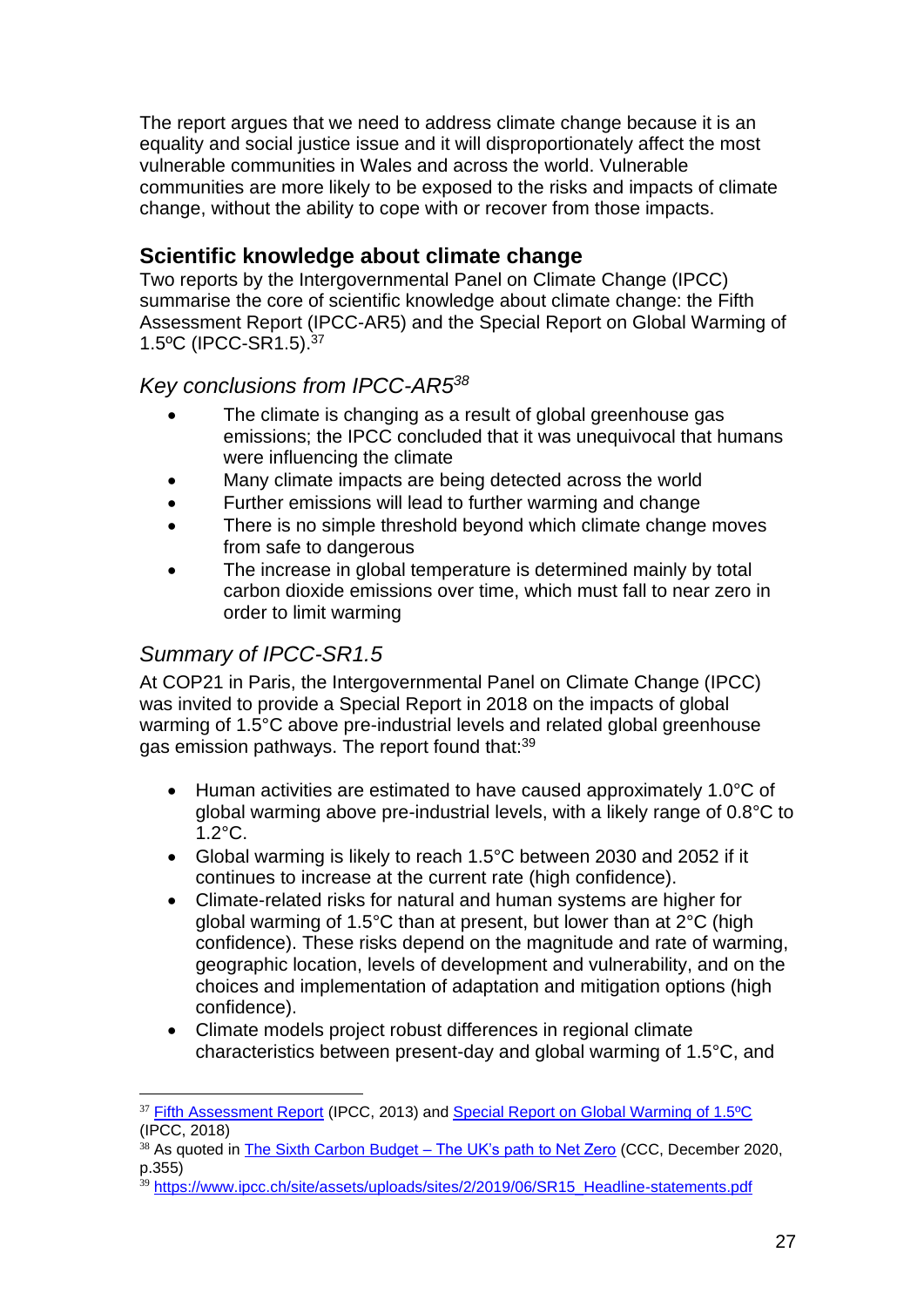The report argues that we need to address climate change because it is an equality and social justice issue and it will disproportionately affect the most vulnerable communities in Wales and across the world. Vulnerable communities are more likely to be exposed to the risks and impacts of climate change, without the ability to cope with or recover from those impacts.

## Scientific knowledge about climate change

Two reports by the Intergovernmental Panel on Climate Change (IPCC) summarise the core of scientific knowledge about climate change: the Fifth Assessment Report (IPCC-AR5) and the Special Report on Global Warming of 1.5ºC (IPCC-SR1.5).[37]

### *Key conclusions from IPCC-AR5[38]*

- The climate is changing as a result of global greenhouse gas emissions; the IPCC concluded that it was unequivocal that humans were influencing the climate
- Many climate impacts are being detected across the world
- Further emissions will lead to further warming and change
- There is no simple threshold beyond which climate change moves from safe to dangerous
- The increase in global temperature is determined mainly by total carbon dioxide emissions over time, which must fall to near zero in order to limit warming

### *Summary of IPCC-SR1.5*

At COP21 in Paris, the Intergovernmental Panel on Climate Change (IPCC) was invited to provide a Special Report in 2018 on the impacts of global warming of 1.5°C above pre-industrial levels and related global greenhouse gas emission pathways. The report found that:[39]

- Human activities are estimated to have caused approximately 1.0°C of global warming above pre-industrial levels, with a likely range of 0.8°C to 1.2°C.
- Global warming is likely to reach 1.5°C between 2030 and 2052 if it continues to increase at the current rate (high confidence).
- Climate-related risks for natural and human systems are higher for global warming of 1.5°C than at present, but lower than at 2°C (high confidence). These risks depend on the magnitude and rate of warming, geographic location, levels of development and vulnerability, and on the choices and implementation of adaptation and mitigation options (high confidence).
- Climate models project robust differences in regional climate characteristics between present-day and global warming of 1.5°C, and

---

[37] Fifth Assessment Report (IPCC, 2013) and Special Report on Global Warming of 1.5ºC (IPCC, 2018)

[38] As quoted in The Sixth Carbon Budget – The UK's path to Net Zero (CCC, December 2020, p.355)

[39] https://www.ipcc.ch/site/assets/uploads/sites/2/2019/06/SR15_Headline-statements.pdf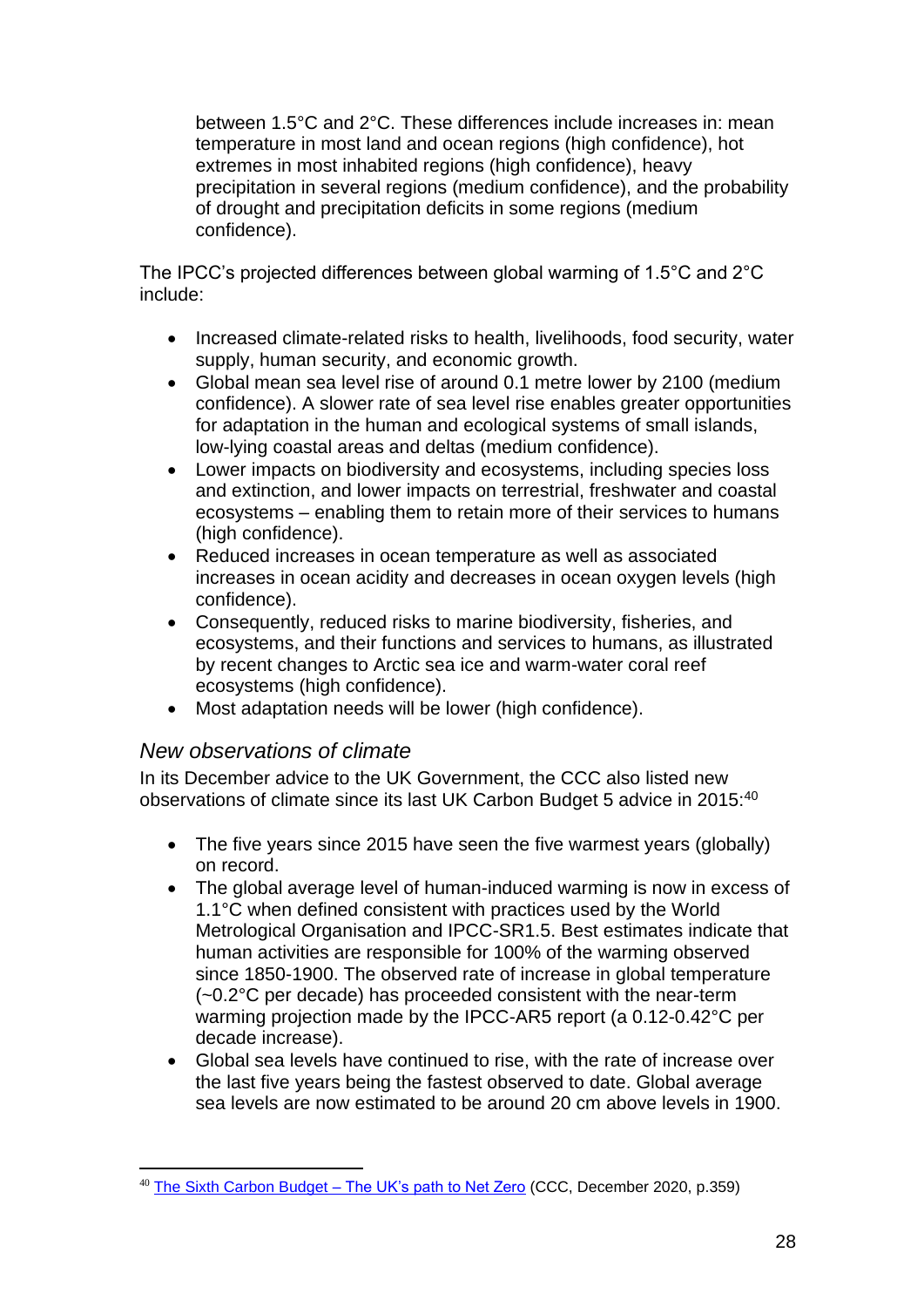between 1.5°C and 2°C. These differences include increases in: mean temperature in most land and ocean regions (high confidence), hot extremes in most inhabited regions (high confidence), heavy precipitation in several regions (medium confidence), and the probability of drought and precipitation deficits in some regions (medium confidence).

The IPCC's projected differences between global warming of 1.5°C and 2°C include:

- Increased climate-related risks to health, livelihoods, food security, water supply, human security, and economic growth.
- Global mean sea level rise of around 0.1 metre lower by 2100 (medium confidence). A slower rate of sea level rise enables greater opportunities for adaptation in the human and ecological systems of small islands, low-lying coastal areas and deltas (medium confidence).
- Lower impacts on biodiversity and ecosystems, including species loss and extinction, and lower impacts on terrestrial, freshwater and coastal ecosystems – enabling them to retain more of their services to humans (high confidence).
- Reduced increases in ocean temperature as well as associated increases in ocean acidity and decreases in ocean oxygen levels (high confidence).
- Consequently, reduced risks to marine biodiversity, fisheries, and ecosystems, and their functions and services to humans, as illustrated by recent changes to Arctic sea ice and warm-water coral reef ecosystems (high confidence).
- Most adaptation needs will be lower (high confidence).

### *New observations of climate*

In its December advice to the UK Government, the CCC also listed new observations of climate since its last UK Carbon Budget 5 advice in 2015:[40]

- The five years since 2015 have seen the five warmest years (globally) on record.
- The global average level of human-induced warming is now in excess of 1.1°C when defined consistent with practices used by the World Metrological Organisation and IPCC-SR1.5. Best estimates indicate that human activities are responsible for 100% of the warming observed since 1850-1900. The observed rate of increase in global temperature (~0.2°C per decade) has proceeded consistent with the near-term warming projection made by the IPCC-AR5 report (a 0.12-0.42°C per decade increase).
- Global sea levels have continued to rise, with the rate of increase over the last five years being the fastest observed to date. Global average sea levels are now estimated to be around 20 cm above levels in 1900.

---

[40] The Sixth Carbon Budget – The UK's path to Net Zero (CCC, December 2020, p.359)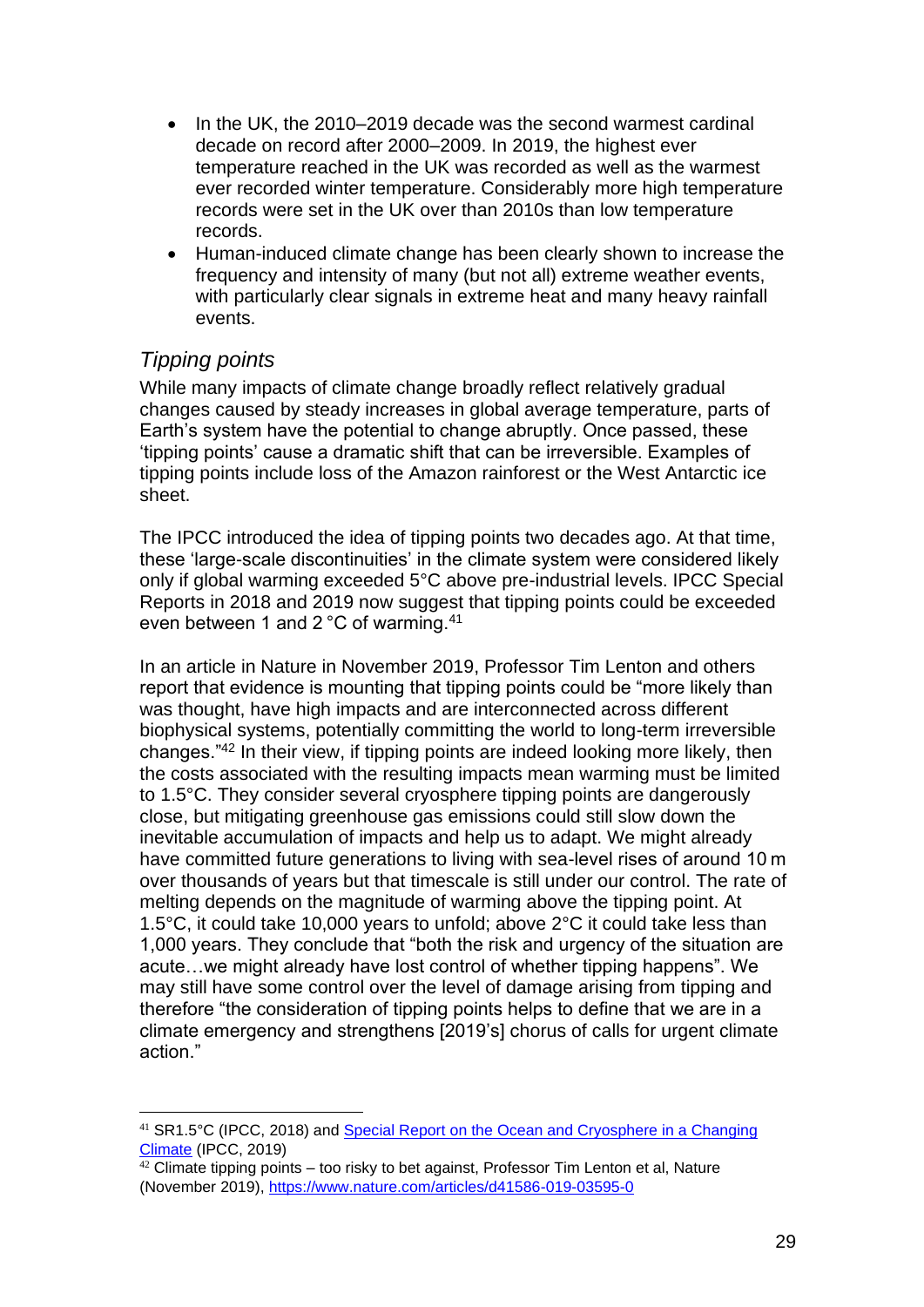- In the UK, the 2010–2019 decade was the second warmest cardinal decade on record after 2000–2009. In 2019, the highest ever temperature reached in the UK was recorded as well as the warmest ever recorded winter temperature. Considerably more high temperature records were set in the UK over than 2010s than low temperature records.
- Human-induced climate change has been clearly shown to increase the frequency and intensity of many (but not all) extreme weather events, with particularly clear signals in extreme heat and many heavy rainfall events.

### *Tipping points*

While many impacts of climate change broadly reflect relatively gradual changes caused by steady increases in global average temperature, parts of Earth's system have the potential to change abruptly. Once passed, these 'tipping points' cause a dramatic shift that can be irreversible. Examples of tipping points include loss of the Amazon rainforest or the West Antarctic ice sheet.

The IPCC introduced the idea of tipping points two decades ago. At that time, these 'large-scale discontinuities' in the climate system were considered likely only if global warming exceeded 5°C above pre-industrial levels. IPCC Special Reports in 2018 and 2019 now suggest that tipping points could be exceeded even between 1 and 2 °C of warming.[41]

In an article in Nature in November 2019, Professor Tim Lenton and others report that evidence is mounting that tipping points could be "more likely than was thought, have high impacts and are interconnected across different biophysical systems, potentially committing the world to long-term irreversible changes."[42] In their view, if tipping points are indeed looking more likely, then the costs associated with the resulting impacts mean warming must be limited to 1.5°C. They consider several cryosphere tipping points are dangerously close, but mitigating greenhouse gas emissions could still slow down the inevitable accumulation of impacts and help us to adapt. We might already have committed future generations to living with sea-level rises of around 10 m over thousands of years but that timescale is still under our control. The rate of melting depends on the magnitude of warming above the tipping point. At 1.5°C, it could take 10,000 years to unfold; above 2°C it could take less than 1,000 years. They conclude that "both the risk and urgency of the situation are acute…we might already have lost control of whether tipping happens". We may still have some control over the level of damage arising from tipping and therefore "the consideration of tipping points helps to define that we are in a climate emergency and strengthens [2019's] chorus of calls for urgent climate action."

---

[41] SR1.5°C (IPCC, 2018) and Special Report on the Ocean and Cryosphere in a Changing Climate (IPCC, 2019)

[42] Climate tipping points – too risky to bet against, Professor Tim Lenton et al, Nature (November 2019), https://www.nature.com/articles/d41586-019-03595-0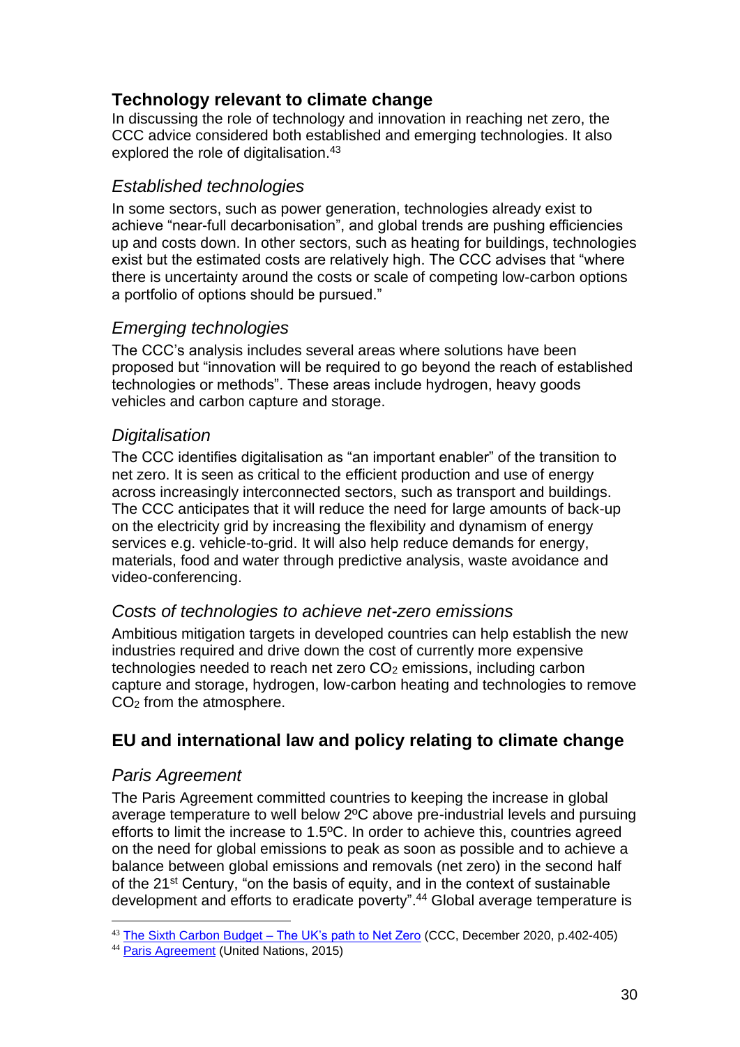## Technology relevant to climate change

In discussing the role of technology and innovation in reaching net zero, the CCC advice considered both established and emerging technologies. It also explored the role of digitalisation.[43]

### *Established technologies*

In some sectors, such as power generation, technologies already exist to achieve "near-full decarbonisation", and global trends are pushing efficiencies up and costs down. In other sectors, such as heating for buildings, technologies exist but the estimated costs are relatively high. The CCC advises that "where there is uncertainty around the costs or scale of competing low-carbon options a portfolio of options should be pursued."

### *Emerging technologies*

The CCC's analysis includes several areas where solutions have been proposed but "innovation will be required to go beyond the reach of established technologies or methods". These areas include hydrogen, heavy goods vehicles and carbon capture and storage.

### *Digitalisation*

The CCC identifies digitalisation as "an important enabler" of the transition to net zero. It is seen as critical to the efficient production and use of energy across increasingly interconnected sectors, such as transport and buildings. The CCC anticipates that it will reduce the need for large amounts of back-up on the electricity grid by increasing the flexibility and dynamism of energy services e.g. vehicle-to-grid. It will also help reduce demands for energy, materials, food and water through predictive analysis, waste avoidance and video-conferencing.

### *Costs of technologies to achieve net-zero emissions*

Ambitious mitigation targets in developed countries can help establish the new industries required and drive down the cost of currently more expensive technologies needed to reach net zero $CO_2$ emissions, including carbon capture and storage, hydrogen, low-carbon heating and technologies to remove $CO_2$ from the atmosphere.

## EU and international law and policy relating to climate change

### *Paris Agreement*

The Paris Agreement committed countries to keeping the increase in global average temperature to well below 2ºC above pre-industrial levels and pursuing efforts to limit the increase to 1.5ºC. In order to achieve this, countries agreed on the need for global emissions to peak as soon as possible and to achieve a balance between global emissions and removals (net zero) in the second half of the 21st Century, "on the basis of equity, and in the context of sustainable development and efforts to eradicate poverty".[44] Global average temperature is

---

[43] [The Sixth Carbon Budget – The UK's path to Net Zero](#) (CCC, December 2020, p.402-405)

[44] [Paris Agreement](#) (United Nations, 2015)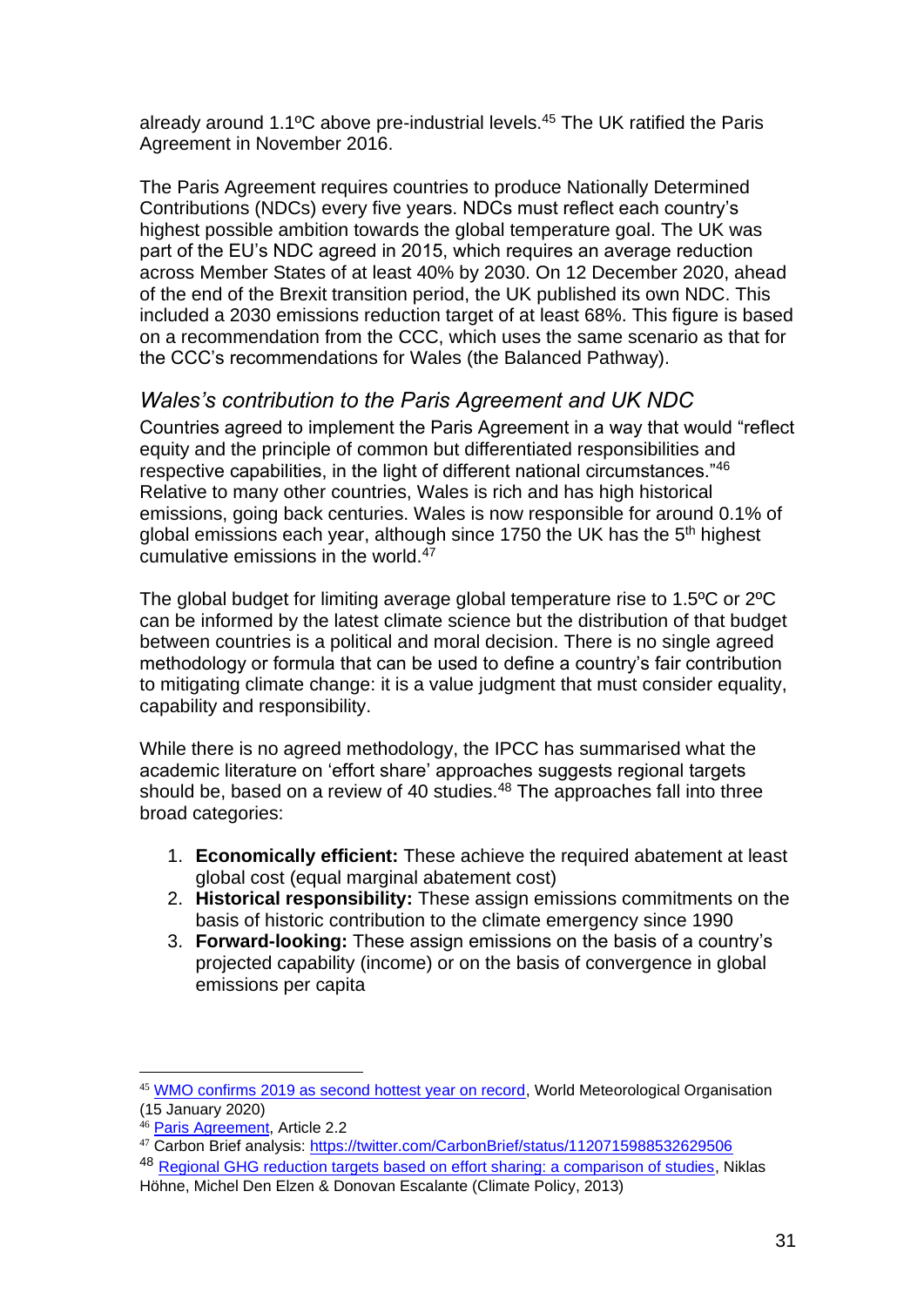already around 1.1ºC above pre-industrial levels.[45] The UK ratified the Paris Agreement in November 2016.

The Paris Agreement requires countries to produce Nationally Determined Contributions (NDCs) every five years. NDCs must reflect each country's highest possible ambition towards the global temperature goal. The UK was part of the EU's NDC agreed in 2015, which requires an average reduction across Member States of at least 40% by 2030. On 12 December 2020, ahead of the end of the Brexit transition period, the UK published its own NDC. This included a 2030 emissions reduction target of at least 68%. This figure is based on a recommendation from the CCC, which uses the same scenario as that for the CCC's recommendations for Wales (the Balanced Pathway).

### *Wales's contribution to the Paris Agreement and UK NDC*

Countries agreed to implement the Paris Agreement in a way that would "reflect equity and the principle of common but differentiated responsibilities and respective capabilities, in the light of different national circumstances."[46] Relative to many other countries, Wales is rich and has high historical emissions, going back centuries. Wales is now responsible for around 0.1% of global emissions each year, although since 1750 the UK has the 5th highest cumulative emissions in the world.[47]

The global budget for limiting average global temperature rise to 1.5ºC or 2ºC can be informed by the latest climate science but the distribution of that budget between countries is a political and moral decision. There is no single agreed methodology or formula that can be used to define a country's fair contribution to mitigating climate change: it is a value judgment that must consider equality, capability and responsibility.

While there is no agreed methodology, the IPCC has summarised what the academic literature on 'effort share' approaches suggests regional targets should be, based on a review of 40 studies.[48] The approaches fall into three broad categories:

1. **Economically efficient:** These achieve the required abatement at least global cost (equal marginal abatement cost)
2. **Historical responsibility:** These assign emissions commitments on the basis of historic contribution to the climate emergency since 1990
3. **Forward-looking:** These assign emissions on the basis of a country's projected capability (income) or on the basis of convergence in global emissions per capita

---

[45] WMO confirms 2019 as second hottest year on record, World Meteorological Organisation (15 January 2020)

[46] Paris Agreement, Article 2.2

[47] Carbon Brief analysis: https://twitter.com/CarbonBrief/status/1120715988532629506

[48] Regional GHG reduction targets based on effort sharing: a comparison of studies, Niklas Höhne, Michel Den Elzen & Donovan Escalante (Climate Policy, 2013)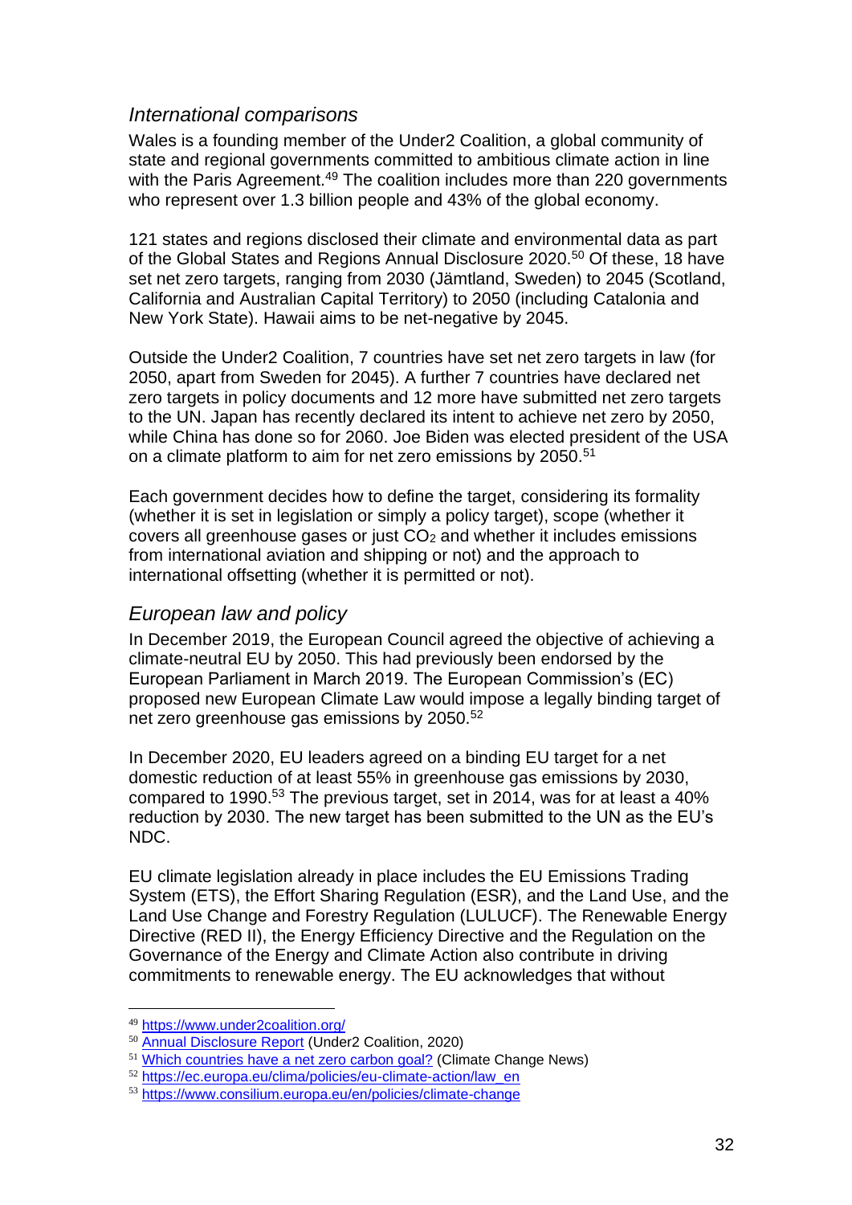### *International comparisons*

Wales is a founding member of the Under2 Coalition, a global community of state and regional governments committed to ambitious climate action in line with the Paris Agreement.[49] The coalition includes more than 220 governments who represent over 1.3 billion people and 43% of the global economy.

121 states and regions disclosed their climate and environmental data as part of the Global States and Regions Annual Disclosure 2020.[50] Of these, 18 have set net zero targets, ranging from 2030 (Jämtland, Sweden) to 2045 (Scotland, California and Australian Capital Territory) to 2050 (including Catalonia and New York State). Hawaii aims to be net-negative by 2045.

Outside the Under2 Coalition, 7 countries have set net zero targets in law (for 2050, apart from Sweden for 2045). A further 7 countries have declared net zero targets in policy documents and 12 more have submitted net zero targets to the UN. Japan has recently declared its intent to achieve net zero by 2050, while China has done so for 2060. Joe Biden was elected president of the USA on a climate platform to aim for net zero emissions by 2050.[51]

Each government decides how to define the target, considering its formality (whether it is set in legislation or simply a policy target), scope (whether it covers all greenhouse gases or just $CO_2$ and whether it includes emissions from international aviation and shipping or not) and the approach to international offsetting (whether it is permitted or not).

### *European law and policy*

In December 2019, the European Council agreed the objective of achieving a climate-neutral EU by 2050. This had previously been endorsed by the European Parliament in March 2019. The European Commission's (EC) proposed new European Climate Law would impose a legally binding target of net zero greenhouse gas emissions by 2050.[52]

In December 2020, EU leaders agreed on a binding EU target for a net domestic reduction of at least 55% in greenhouse gas emissions by 2030, compared to 1990.[53] The previous target, set in 2014, was for at least a 40% reduction by 2030. The new target has been submitted to the UN as the EU's NDC.

EU climate legislation already in place includes the EU Emissions Trading System (ETS), the Effort Sharing Regulation (ESR), and the Land Use, and the Land Use Change and Forestry Regulation (LULUCF). The Renewable Energy Directive (RED II), the Energy Efficiency Directive and the Regulation on the Governance of the Energy and Climate Action also contribute in driving commitments to renewable energy. The EU acknowledges that without

---

[49] https://www.under2coalition.org/

[50] Annual Disclosure Report (Under2 Coalition, 2020)

[51] Which countries have a net zero carbon goal? (Climate Change News)

[52] https://ec.europa.eu/clima/policies/eu-climate-action/law_en

[53] https://www.consilium.europa.eu/en/policies/climate-change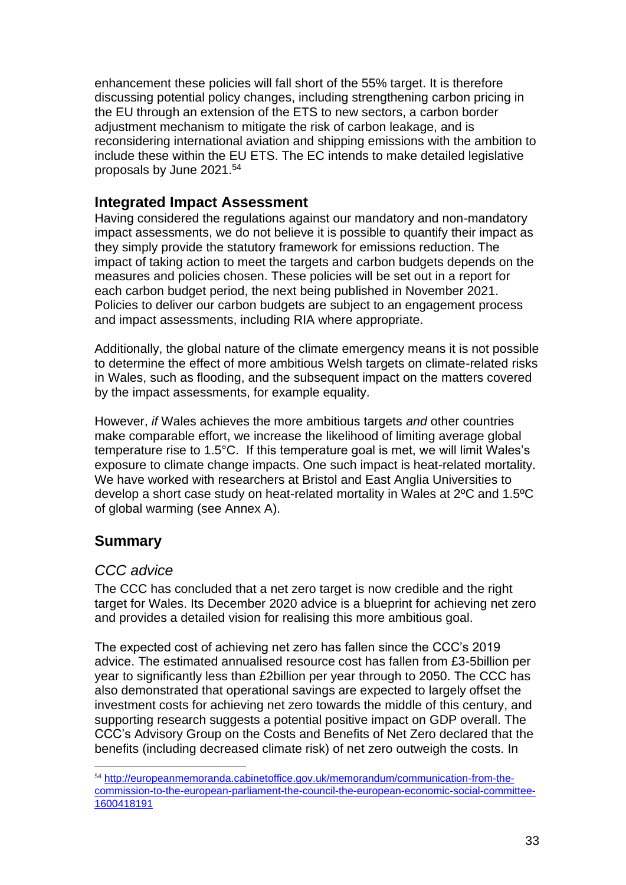enhancement these policies will fall short of the 55% target. It is therefore discussing potential policy changes, including strengthening carbon pricing in the EU through an extension of the ETS to new sectors, a carbon border adjustment mechanism to mitigate the risk of carbon leakage, and is reconsidering international aviation and shipping emissions with the ambition to include these within the EU ETS. The EC intends to make detailed legislative proposals by June 2021.[54]

## Integrated Impact Assessment

Having considered the regulations against our mandatory and non-mandatory impact assessments, we do not believe it is possible to quantify their impact as they simply provide the statutory framework for emissions reduction. The impact of taking action to meet the targets and carbon budgets depends on the measures and policies chosen. These policies will be set out in a report for each carbon budget period, the next being published in November 2021. Policies to deliver our carbon budgets are subject to an engagement process and impact assessments, including RIA where appropriate.

Additionally, the global nature of the climate emergency means it is not possible to determine the effect of more ambitious Welsh targets on climate-related risks in Wales, such as flooding, and the subsequent impact on the matters covered by the impact assessments, for example equality.

However, *if* Wales achieves the more ambitious targets *and* other countries make comparable effort, we increase the likelihood of limiting average global temperature rise to 1.5°C. If this temperature goal is met, we will limit Wales's exposure to climate change impacts. One such impact is heat-related mortality. We have worked with researchers at Bristol and East Anglia Universities to develop a short case study on heat-related mortality in Wales at 2ºC and 1.5ºC of global warming (see Annex A).

## Summary

### *CCC advice*

The CCC has concluded that a net zero target is now credible and the right target for Wales. Its December 2020 advice is a blueprint for achieving net zero and provides a detailed vision for realising this more ambitious goal.

The expected cost of achieving net zero has fallen since the CCC's 2019 advice. The estimated annualised resource cost has fallen from £3-5billion per year to significantly less than £2billion per year through to 2050. The CCC has also demonstrated that operational savings are expected to largely offset the investment costs for achieving net zero towards the middle of this century, and supporting research suggests a potential positive impact on GDP overall. The CCC's Advisory Group on the Costs and Benefits of Net Zero declared that the benefits (including decreased climate risk) of net zero outweigh the costs. In

---

[54] http://europeanmemoranda.cabinetoffice.gov.uk/memorandum/communication-from-the-commission-to-the-european-parliament-the-council-the-european-economic-social-committee-1600418191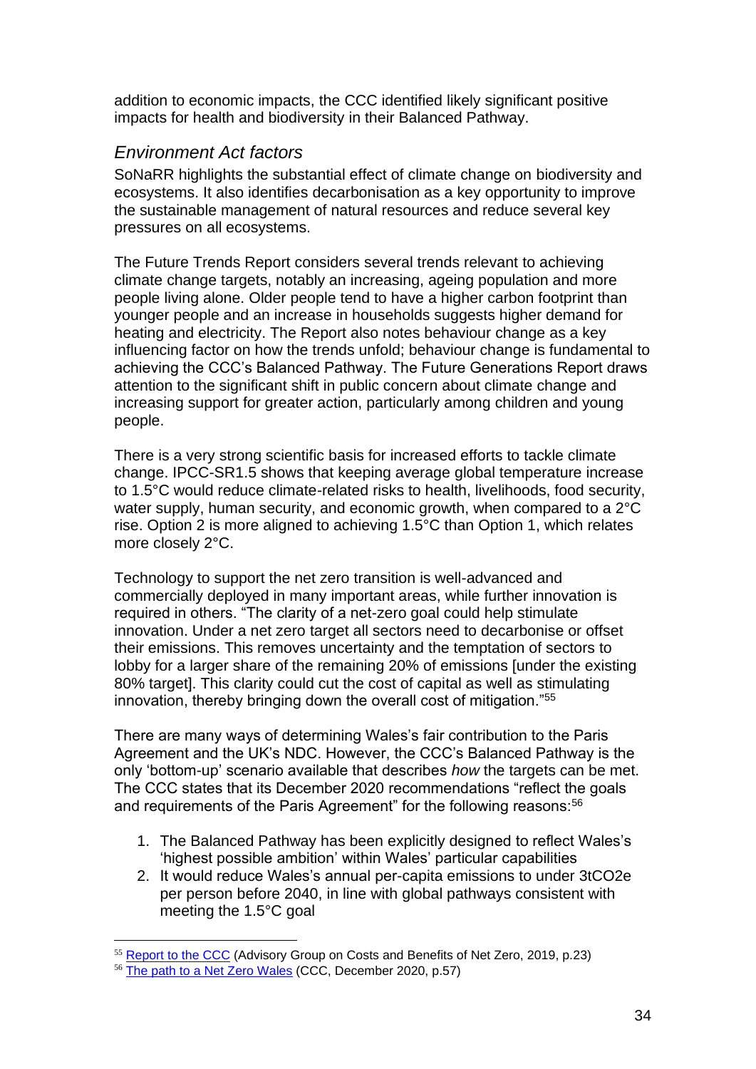addition to economic impacts, the CCC identified likely significant positive impacts for health and biodiversity in their Balanced Pathway.

### *Environment Act factors*

SoNaRR highlights the substantial effect of climate change on biodiversity and ecosystems. It also identifies decarbonisation as a key opportunity to improve the sustainable management of natural resources and reduce several key pressures on all ecosystems.

The Future Trends Report considers several trends relevant to achieving climate change targets, notably an increasing, ageing population and more people living alone. Older people tend to have a higher carbon footprint than younger people and an increase in households suggests higher demand for heating and electricity. The Report also notes behaviour change as a key influencing factor on how the trends unfold; behaviour change is fundamental to achieving the CCC's Balanced Pathway. The Future Generations Report draws attention to the significant shift in public concern about climate change and increasing support for greater action, particularly among children and young people.

There is a very strong scientific basis for increased efforts to tackle climate change. IPCC-SR1.5 shows that keeping average global temperature increase to 1.5°C would reduce climate-related risks to health, livelihoods, food security, water supply, human security, and economic growth, when compared to a 2°C rise. Option 2 is more aligned to achieving 1.5°C than Option 1, which relates more closely 2°C.

Technology to support the net zero transition is well-advanced and commercially deployed in many important areas, while further innovation is required in others. "The clarity of a net-zero goal could help stimulate innovation. Under a net zero target all sectors need to decarbonise or offset their emissions. This removes uncertainty and the temptation of sectors to lobby for a larger share of the remaining 20% of emissions [under the existing 80% target]. This clarity could cut the cost of capital as well as stimulating innovation, thereby bringing down the overall cost of mitigation."[55]

There are many ways of determining Wales's fair contribution to the Paris Agreement and the UK's NDC. However, the CCC's Balanced Pathway is the only 'bottom-up' scenario available that describes *how* the targets can be met. The CCC states that its December 2020 recommendations "reflect the goals and requirements of the Paris Agreement" for the following reasons:[56]

1. The Balanced Pathway has been explicitly designed to reflect Wales's 'highest possible ambition' within Wales' particular capabilities
2. It would reduce Wales's annual per-capita emissions to under 3tCO2e per person before 2040, in line with global pathways consistent with meeting the 1.5°C goal

---

[55] Report to the CCC (Advisory Group on Costs and Benefits of Net Zero, 2019, p.23)

[56] The path to a Net Zero Wales (CCC, December 2020, p.57)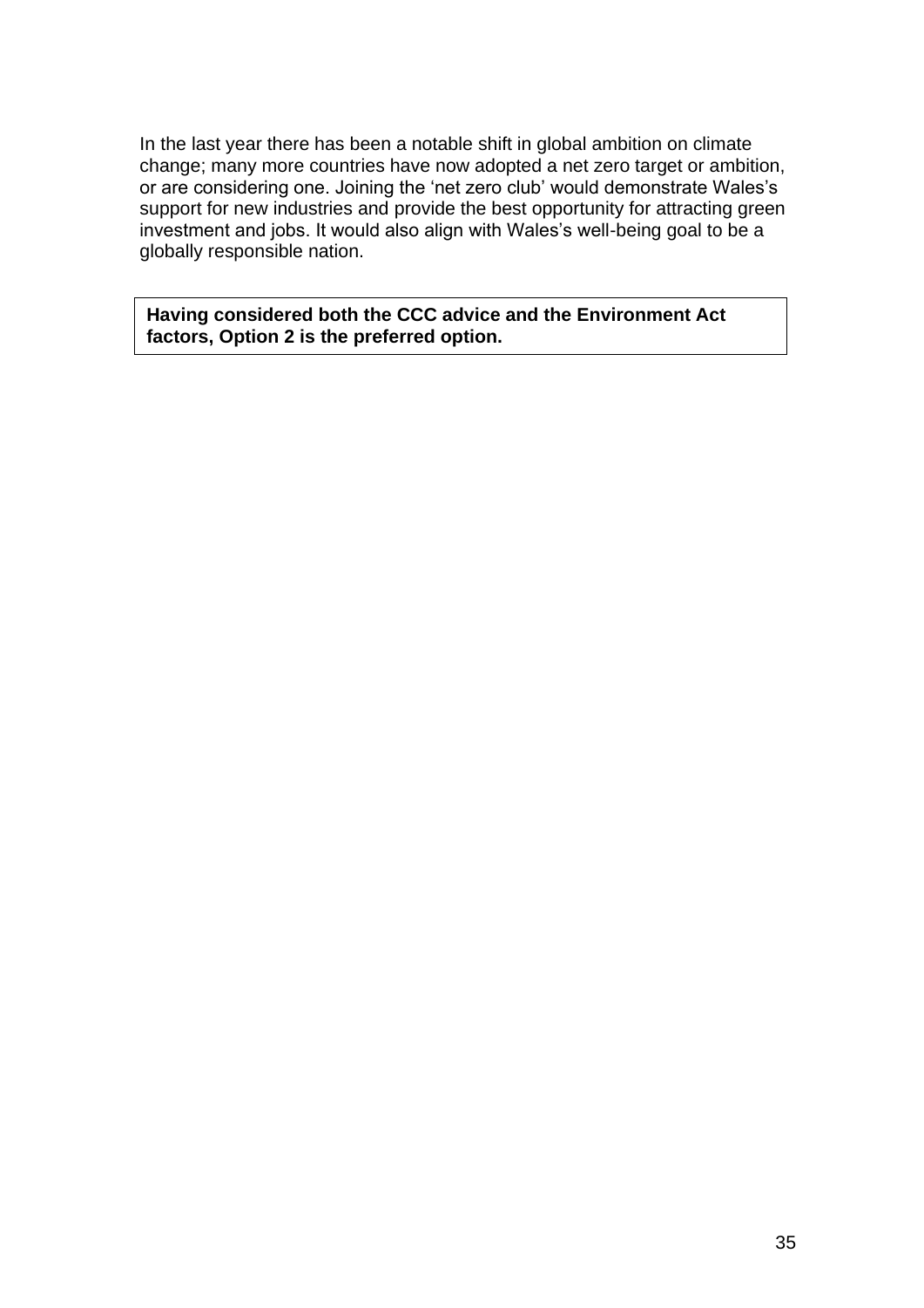In the last year there has been a notable shift in global ambition on climate change; many more countries have now adopted a net zero target or ambition, or are considering one. Joining the 'net zero club' would demonstrate Wales's support for new industries and provide the best opportunity for attracting green investment and jobs. It would also align with Wales's well-being goal to be a globally responsible nation.

**Having considered both the CCC advice and the Environment Act factors, Option 2 is the preferred option.**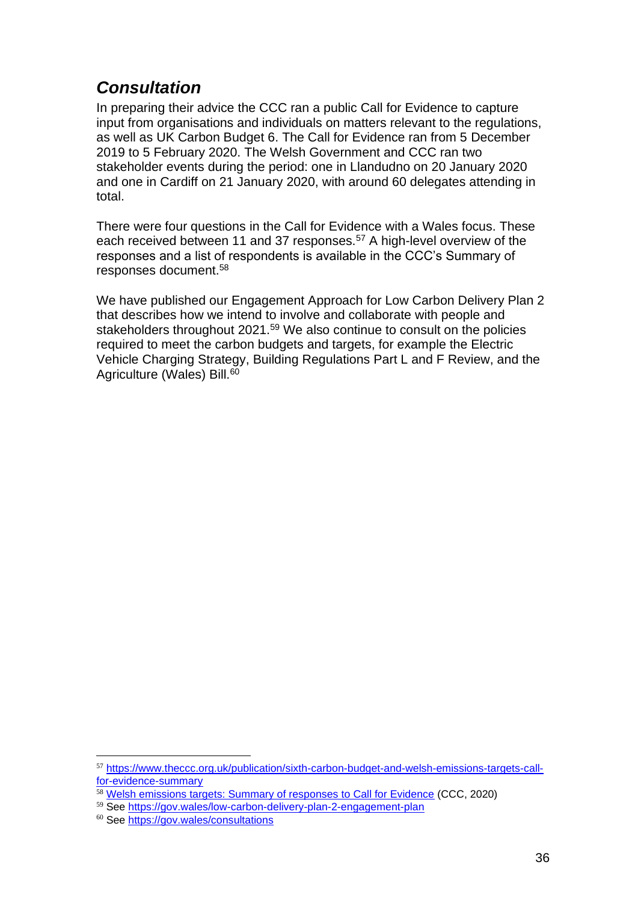## *Consultation*

In preparing their advice the CCC ran a public Call for Evidence to capture input from organisations and individuals on matters relevant to the regulations, as well as UK Carbon Budget 6. The Call for Evidence ran from 5 December 2019 to 5 February 2020. The Welsh Government and CCC ran two stakeholder events during the period: one in Llandudno on 20 January 2020 and one in Cardiff on 21 January 2020, with around 60 delegates attending in total.

There were four questions in the Call for Evidence with a Wales focus. These each received between 11 and 37 responses.[57] A high-level overview of the responses and a list of respondents is available in the CCC's Summary of responses document.[58]

We have published our Engagement Approach for Low Carbon Delivery Plan 2 that describes how we intend to involve and collaborate with people and stakeholders throughout 2021.[59] We also continue to consult on the policies required to meet the carbon budgets and targets, for example the Electric Vehicle Charging Strategy, Building Regulations Part L and F Review, and the Agriculture (Wales) Bill.[60]

---

[57] https://www.theccc.org.uk/publication/sixth-carbon-budget-and-welsh-emissions-targets-call-for-evidence-summary

[58] Welsh emissions targets: Summary of responses to Call for Evidence (CCC, 2020)

[59] See https://gov.wales/low-carbon-delivery-plan-2-engagement-plan

[60] See https://gov.wales/consultations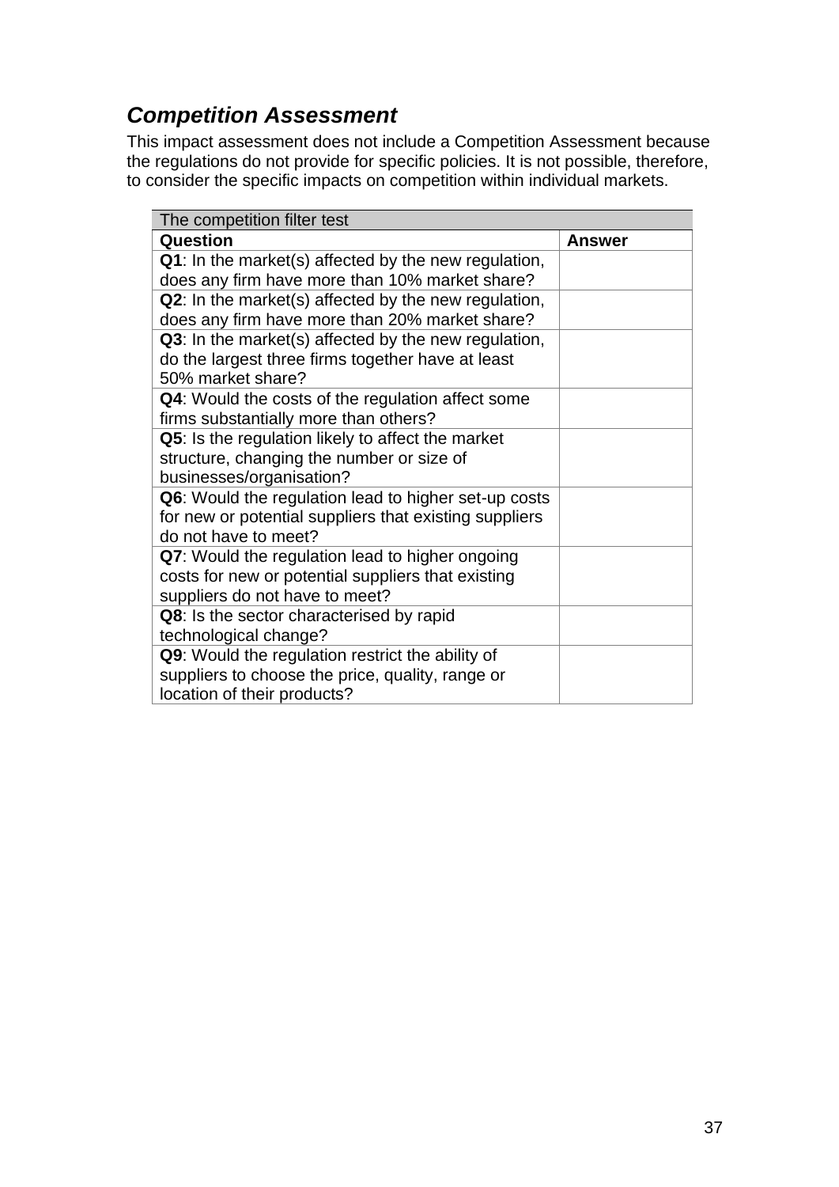## ***Competition Assessment***

This impact assessment does not include a Competition Assessment because the regulations do not provide for specific policies. It is not possible, therefore, to consider the specific impacts on competition within individual markets.

| The competition filter test | |
|---|---|
| **Question** | **Answer** |
| **Q1**: In the market(s) affected by the new regulation, does any firm have more than 10% market share? | |
| **Q2**: In the market(s) affected by the new regulation, does any firm have more than 20% market share? | |
| **Q3**: In the market(s) affected by the new regulation, do the largest three firms together have at least 50% market share? | |
| **Q4**: Would the costs of the regulation affect some firms substantially more than others? | |
| **Q5**: Is the regulation likely to affect the market structure, changing the number or size of businesses/organisation? | |
| **Q6**: Would the regulation lead to higher set-up costs for new or potential suppliers that existing suppliers do not have to meet? | |
| **Q7**: Would the regulation lead to higher ongoing costs for new or potential suppliers that existing suppliers do not have to meet? | |
| **Q8**: Is the sector characterised by rapid technological change? | |
| **Q9**: Would the regulation restrict the ability of suppliers to choose the price, quality, range or location of their products? | |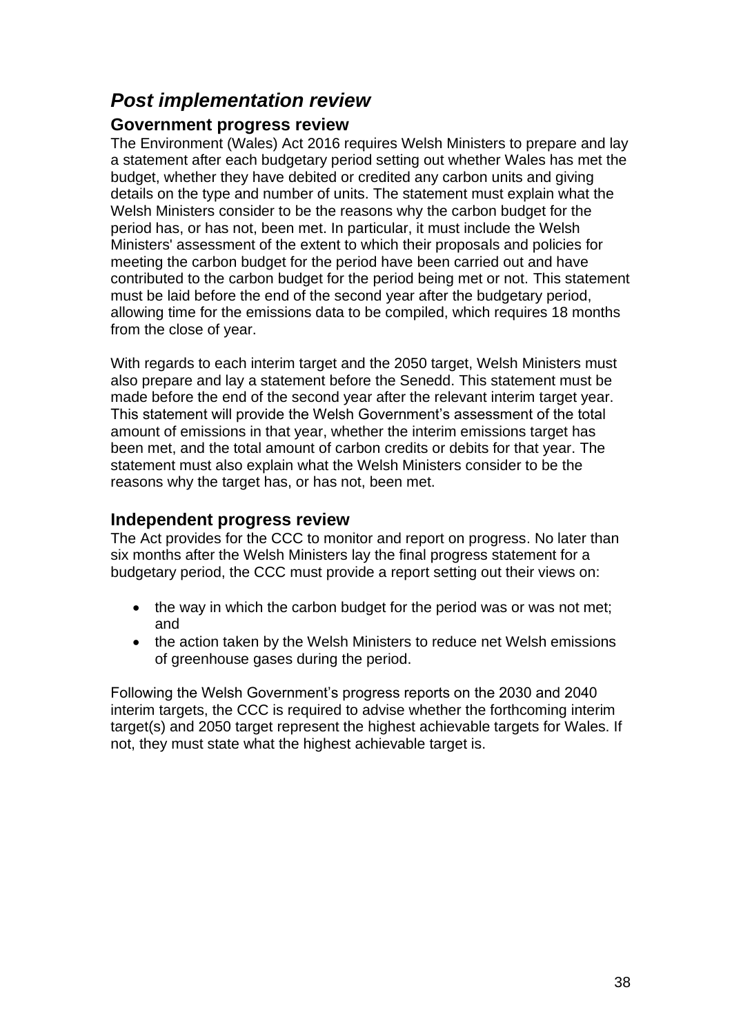## *Post implementation review*

### Government progress review

The Environment (Wales) Act 2016 requires Welsh Ministers to prepare and lay a statement after each budgetary period setting out whether Wales has met the budget, whether they have debited or credited any carbon units and giving details on the type and number of units. The statement must explain what the Welsh Ministers consider to be the reasons why the carbon budget for the period has, or has not, been met. In particular, it must include the Welsh Ministers' assessment of the extent to which their proposals and policies for meeting the carbon budget for the period have been carried out and have contributed to the carbon budget for the period being met or not. This statement must be laid before the end of the second year after the budgetary period, allowing time for the emissions data to be compiled, which requires 18 months from the close of year.

With regards to each interim target and the 2050 target, Welsh Ministers must also prepare and lay a statement before the Senedd. This statement must be made before the end of the second year after the relevant interim target year. This statement will provide the Welsh Government's assessment of the total amount of emissions in that year, whether the interim emissions target has been met, and the total amount of carbon credits or debits for that year. The statement must also explain what the Welsh Ministers consider to be the reasons why the target has, or has not, been met.

### Independent progress review

The Act provides for the CCC to monitor and report on progress. No later than six months after the Welsh Ministers lay the final progress statement for a budgetary period, the CCC must provide a report setting out their views on:

- the way in which the carbon budget for the period was or was not met; and
- the action taken by the Welsh Ministers to reduce net Welsh emissions of greenhouse gases during the period.

Following the Welsh Government's progress reports on the 2030 and 2040 interim targets, the CCC is required to advise whether the forthcoming interim target(s) and 2050 target represent the highest achievable targets for Wales. If not, they must state what the highest achievable target is.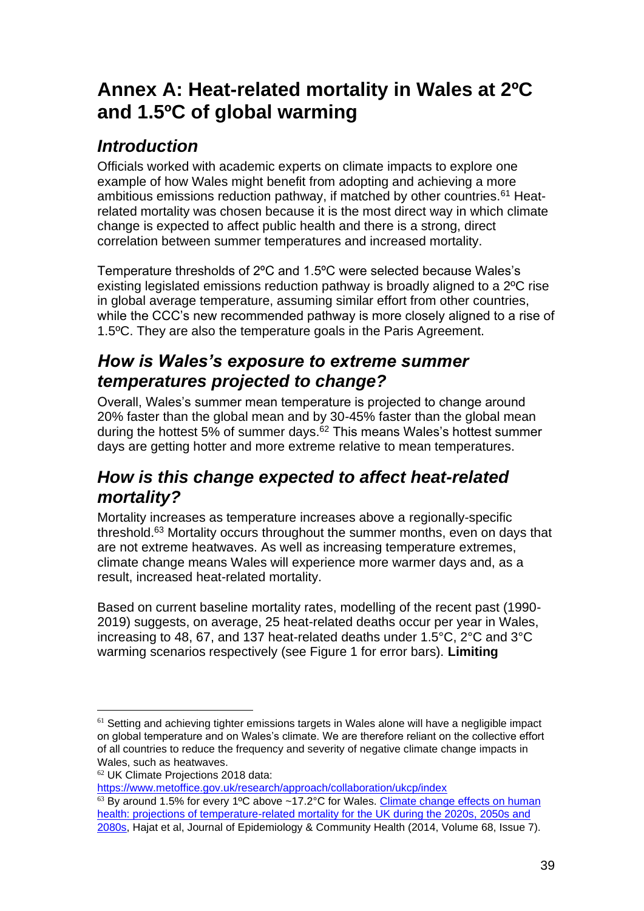# Annex A: Heat-related mortality in Wales at 2ºC and 1.5ºC of global warming

## *Introduction*

Officials worked with academic experts on climate impacts to explore one example of how Wales might benefit from adopting and achieving a more ambitious emissions reduction pathway, if matched by other countries.[61] Heat-related mortality was chosen because it is the most direct way in which climate change is expected to affect public health and there is a strong, direct correlation between summer temperatures and increased mortality.

Temperature thresholds of 2ºC and 1.5ºC were selected because Wales's existing legislated emissions reduction pathway is broadly aligned to a 2ºC rise in global average temperature, assuming similar effort from other countries, while the CCC's new recommended pathway is more closely aligned to a rise of 1.5ºC. They are also the temperature goals in the Paris Agreement.

## *How is Wales's exposure to extreme summer temperatures projected to change?*

Overall, Wales's summer mean temperature is projected to change around 20% faster than the global mean and by 30-45% faster than the global mean during the hottest 5% of summer days.[62] This means Wales's hottest summer days are getting hotter and more extreme relative to mean temperatures.

## *How is this change expected to affect heat-related mortality?*

Mortality increases as temperature increases above a regionally-specific threshold.[63] Mortality occurs throughout the summer months, even on days that are not extreme heatwaves. As well as increasing temperature extremes, climate change means Wales will experience more warmer days and, as a result, increased heat-related mortality.

Based on current baseline mortality rates, modelling of the recent past (1990-2019) suggests, on average, 25 heat-related deaths occur per year in Wales, increasing to 48, 67, and 137 heat-related deaths under 1.5°C, 2°C and 3°C warming scenarios respectively (see Figure 1 for error bars). **Limiting**

---

[61] Setting and achieving tighter emissions targets in Wales alone will have a negligible impact on global temperature and on Wales's climate. We are therefore reliant on the collective effort of all countries to reduce the frequency and severity of negative climate change impacts in Wales, such as heatwaves.

[62] UK Climate Projections 2018 data: https://www.metoffice.gov.uk/research/approach/collaboration/ukcp/index

[63] By around 1.5% for every 1ºC above ~17.2°C for Wales. Climate change effects on human health: projections of temperature-related mortality for the UK during the 2020s, 2050s and 2080s, Hajat et al, Journal of Epidemiology & Community Health (2014, Volume 68, Issue 7).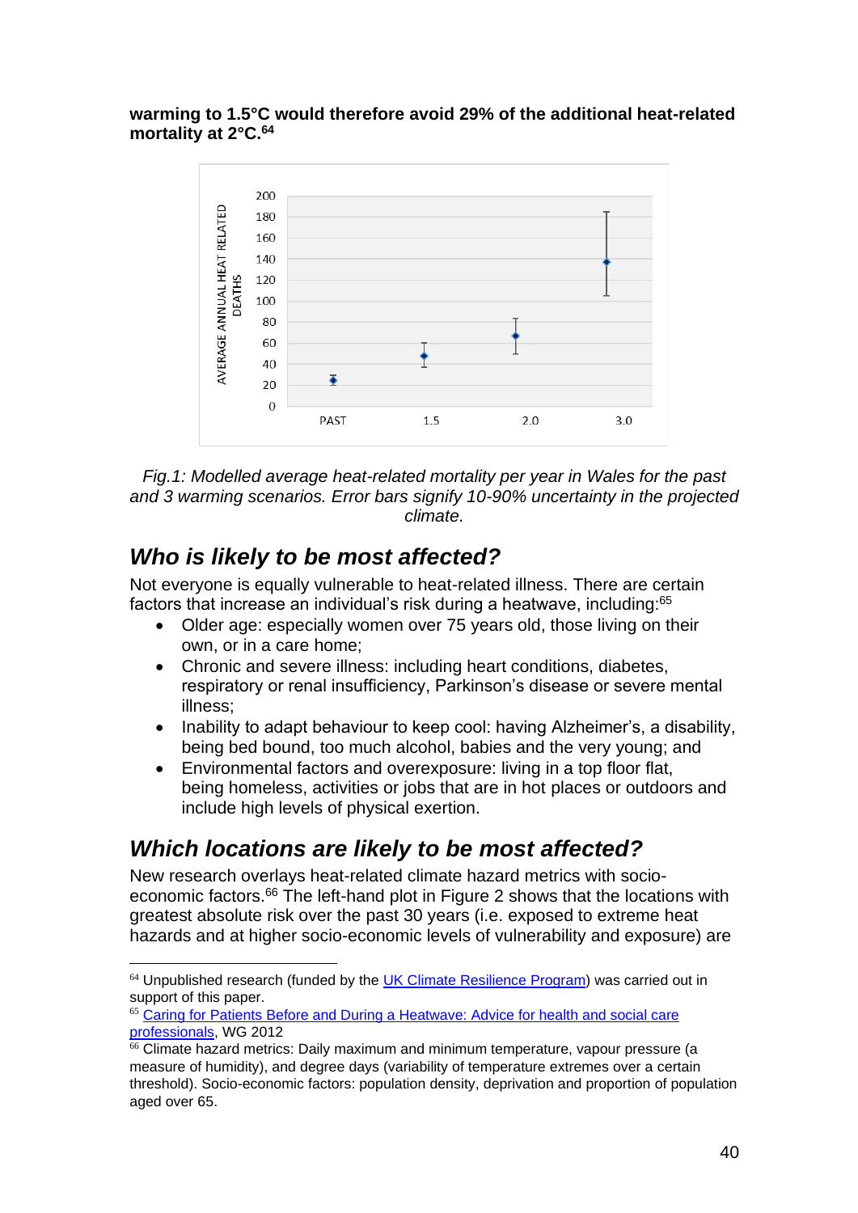**warming to 1.5°C would therefore avoid 29% of the additional heat-related mortality at 2°C.**[64]

*Fig.1: Modelled average heat-related mortality per year in Wales for the past and 3 warming scenarios. Error bars signify 10-90% uncertainty in the projected climate.*

## *Who is likely to be most affected?*

Not everyone is equally vulnerable to heat-related illness. There are certain factors that increase an individual's risk during a heatwave, including:[65]

- Older age: especially women over 75 years old, those living on their own, or in a care home;
- Chronic and severe illness: including heart conditions, diabetes, respiratory or renal insufficiency, Parkinson's disease or severe mental illness;
- Inability to adapt behaviour to keep cool: having Alzheimer's, a disability, being bed bound, too much alcohol, babies and the very young; and
- Environmental factors and overexposure: living in a top floor flat, being homeless, activities or jobs that are in hot places or outdoors and include high levels of physical exertion.

## *Which locations are likely to be most affected?*

New research overlays heat-related climate hazard metrics with socio-economic factors.[66] The left-hand plot in Figure 2 shows that the locations with greatest absolute risk over the past 30 years (i.e. exposed to extreme heat hazards and at higher socio-economic levels of vulnerability and exposure) are

---

[64] Unpublished research (funded by the UK Climate Resilience Program) was carried out in support of this paper.

[65] Caring for Patients Before and During a Heatwave: Advice for health and social care professionals, WG 2012

[66] Climate hazard metrics: Daily maximum and minimum temperature, vapour pressure (a measure of humidity), and degree days (variability of temperature extremes over a certain threshold). Socio-economic factors: population density, deprivation and proportion of population aged over 65.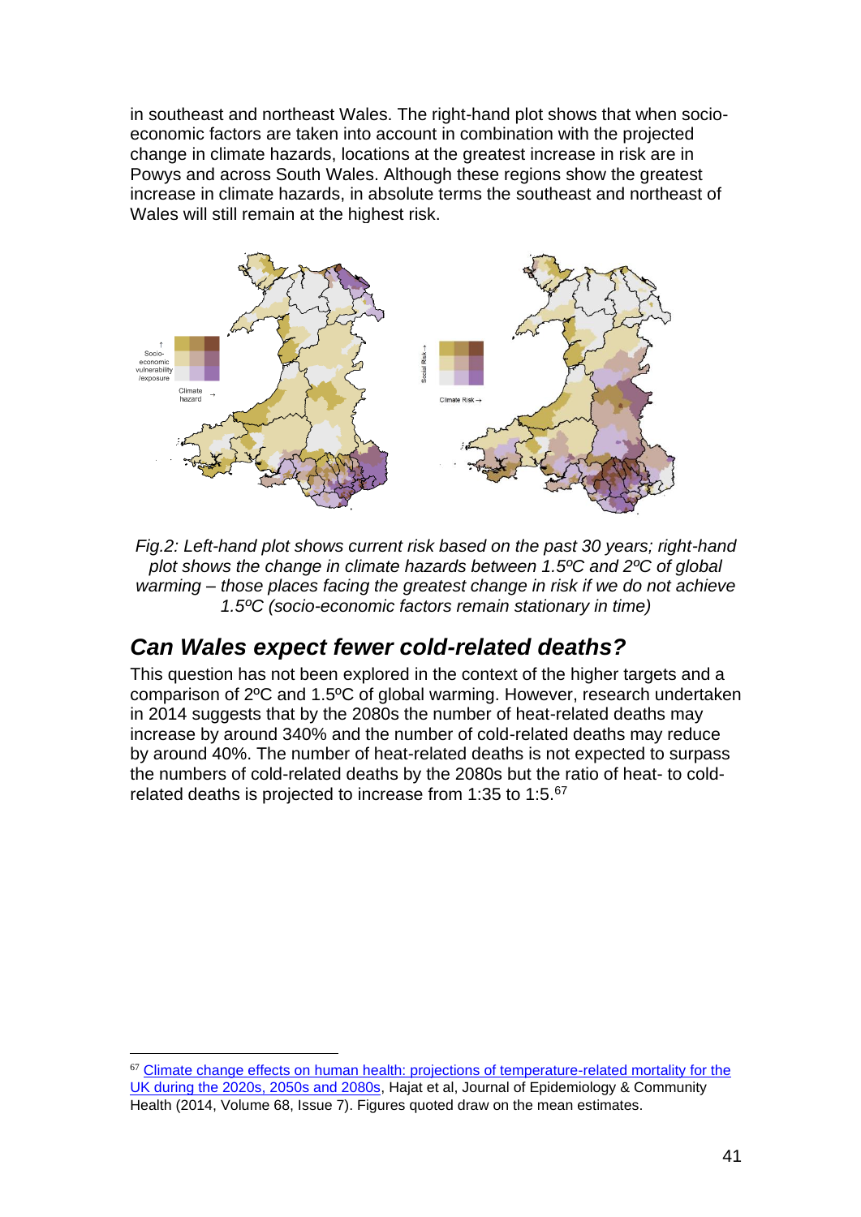in southeast and northeast Wales. The right-hand plot shows that when socio-economic factors are taken into account in combination with the projected change in climate hazards, locations at the greatest increase in risk are in Powys and across South Wales. Although these regions show the greatest increase in climate hazards, in absolute terms the southeast and northeast of Wales will still remain at the highest risk.

Socio-economic vulnerability /exposure

Climate hazard

Social Risk

Climate Risk

*Fig.2: Left-hand plot shows current risk based on the past 30 years; right-hand plot shows the change in climate hazards between 1.5ºC and 2ºC of global warming – those places facing the greatest change in risk if we do not achieve 1.5ºC (socio-economic factors remain stationary in time)*

## *Can Wales expect fewer cold-related deaths?*

This question has not been explored in the context of the higher targets and a comparison of 2ºC and 1.5ºC of global warming. However, research undertaken in 2014 suggests that by the 2080s the number of heat-related deaths may increase by around 340% and the number of cold-related deaths may reduce by around 40%. The number of heat-related deaths is not expected to surpass the numbers of cold-related deaths by the 2080s but the ratio of heat- to cold-related deaths is projected to increase from 1:35 to 1:5.[67]

---

[67] Climate change effects on human health: projections of temperature-related mortality for the UK during the 2020s, 2050s and 2080s, Hajat et al, Journal of Epidemiology & Community Health (2014, Volume 68, Issue 7). Figures quoted draw on the mean estimates.